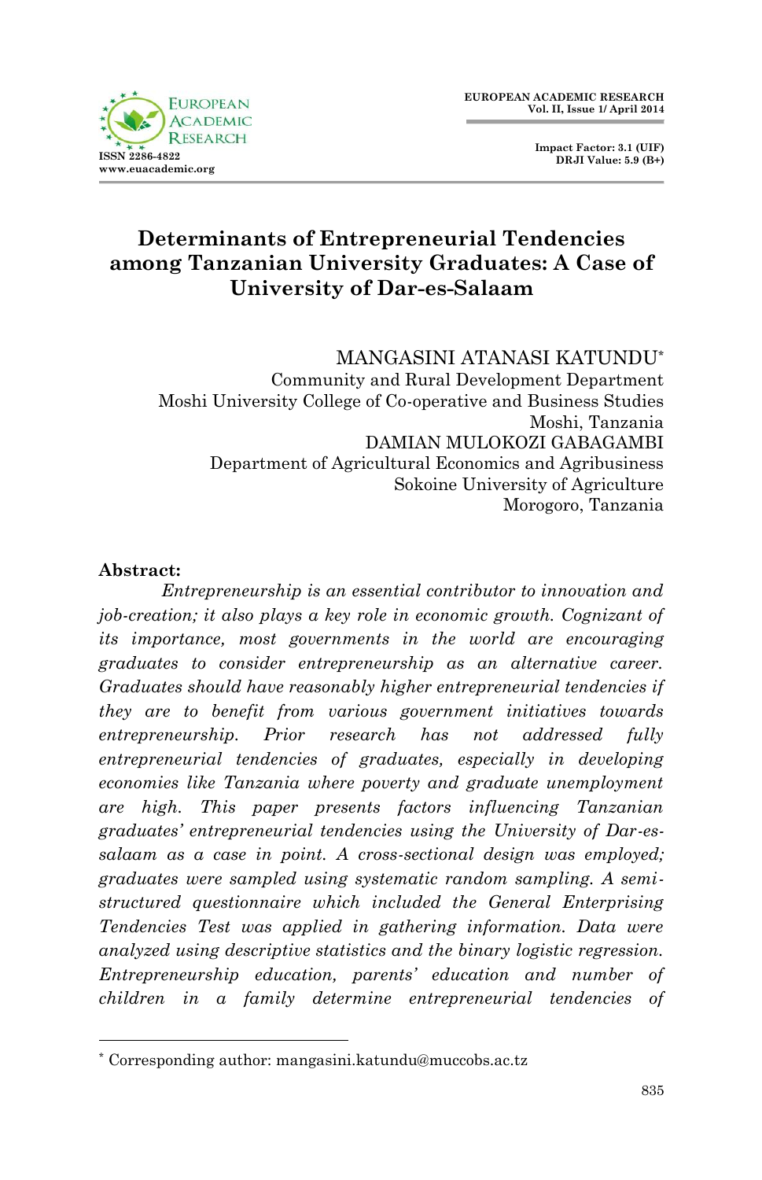# Determinants of Entrepreneurial Tendencies among Tanzanian University Graduates: A Case of University of Dar-es-Salaam

MANGASINI ATANASI KATUNDU*
Community and Rural Development Department
Moshi University College of Co-operative and Business Studies
Moshi, Tanzania

DAMIAN MULOKOZI GABAGAMBI
Department of Agricultural Economics and Agribusiness
Sokoine University of Agriculture
Morogoro, Tanzania

**Abstract:**

*Entrepreneurship is an essential contributor to innovation and job-creation; it also plays a key role in economic growth. Cognizant of its importance, most governments in the world are encouraging graduates to consider entrepreneurship as an alternative career. Graduates should have reasonably higher entrepreneurial tendencies if they are to benefit from various government initiatives towards entrepreneurship. Prior research has not addressed fully entrepreneurial tendencies of graduates, especially in developing economies like Tanzania where poverty and graduate unemployment are high. This paper presents factors influencing Tanzanian graduates' entrepreneurial tendencies using the University of Dar-es-salaam as a case in point. A cross-sectional design was employed; graduates were sampled using systematic random sampling. A semi-structured questionnaire which included the General Enterprising Tendencies Test was applied in gathering information. Data were analyzed using descriptive statistics and the binary logistic regression. Entrepreneurship education, parents' education and number of children in a family determine entrepreneurial tendencies of*

* Corresponding author: mangasini.katundu@muccobs.ac.tz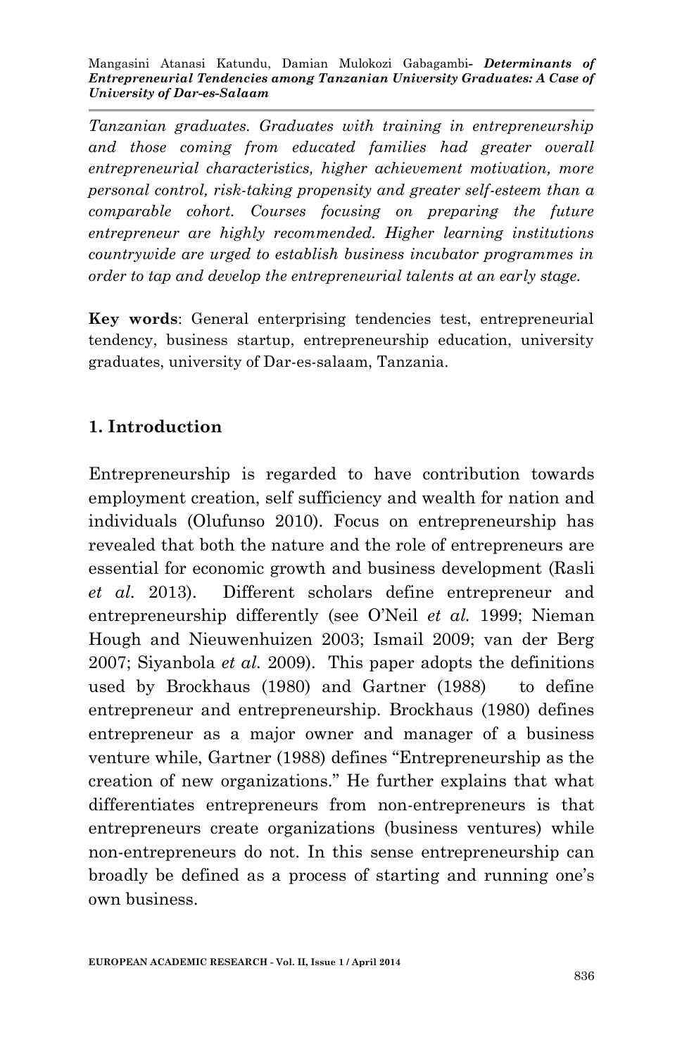*Tanzanian graduates. Graduates with training in entrepreneurship and those coming from educated families had greater overall entrepreneurial characteristics, higher achievement motivation, more personal control, risk-taking propensity and greater self-esteem than a comparable cohort. Courses focusing on preparing the future entrepreneur are highly recommended. Higher learning institutions countrywide are urged to establish business incubator programmes in order to tap and develop the entrepreneurial talents at an early stage.*

**Key words**: General enterprising tendencies test, entrepreneurial tendency, business startup, entrepreneurship education, university graduates, university of Dar-es-salaam, Tanzania.

## 1. Introduction

Entrepreneurship is regarded to have contribution towards employment creation, self sufficiency and wealth for nation and individuals (Olufunso 2010). Focus on entrepreneurship has revealed that both the nature and the role of entrepreneurs are essential for economic growth and business development (Rasli *et al.* 2013). Different scholars define entrepreneur and entrepreneurship differently (see O'Neil *et al.* 1999; Nieman Hough and Nieuwenhuizen 2003; Ismail 2009; van der Berg 2007; Siyanbola *et al.* 2009). This paper adopts the definitions used by Brockhaus (1980) and Gartner (1988) to define entrepreneur and entrepreneurship. Brockhaus (1980) defines entrepreneur as a major owner and manager of a business venture while, Gartner (1988) defines "Entrepreneurship as the creation of new organizations." He further explains that what differentiates entrepreneurs from non-entrepreneurs is that entrepreneurs create organizations (business ventures) while non-entrepreneurs do not. In this sense entrepreneurship can broadly be defined as a process of starting and running one's own business.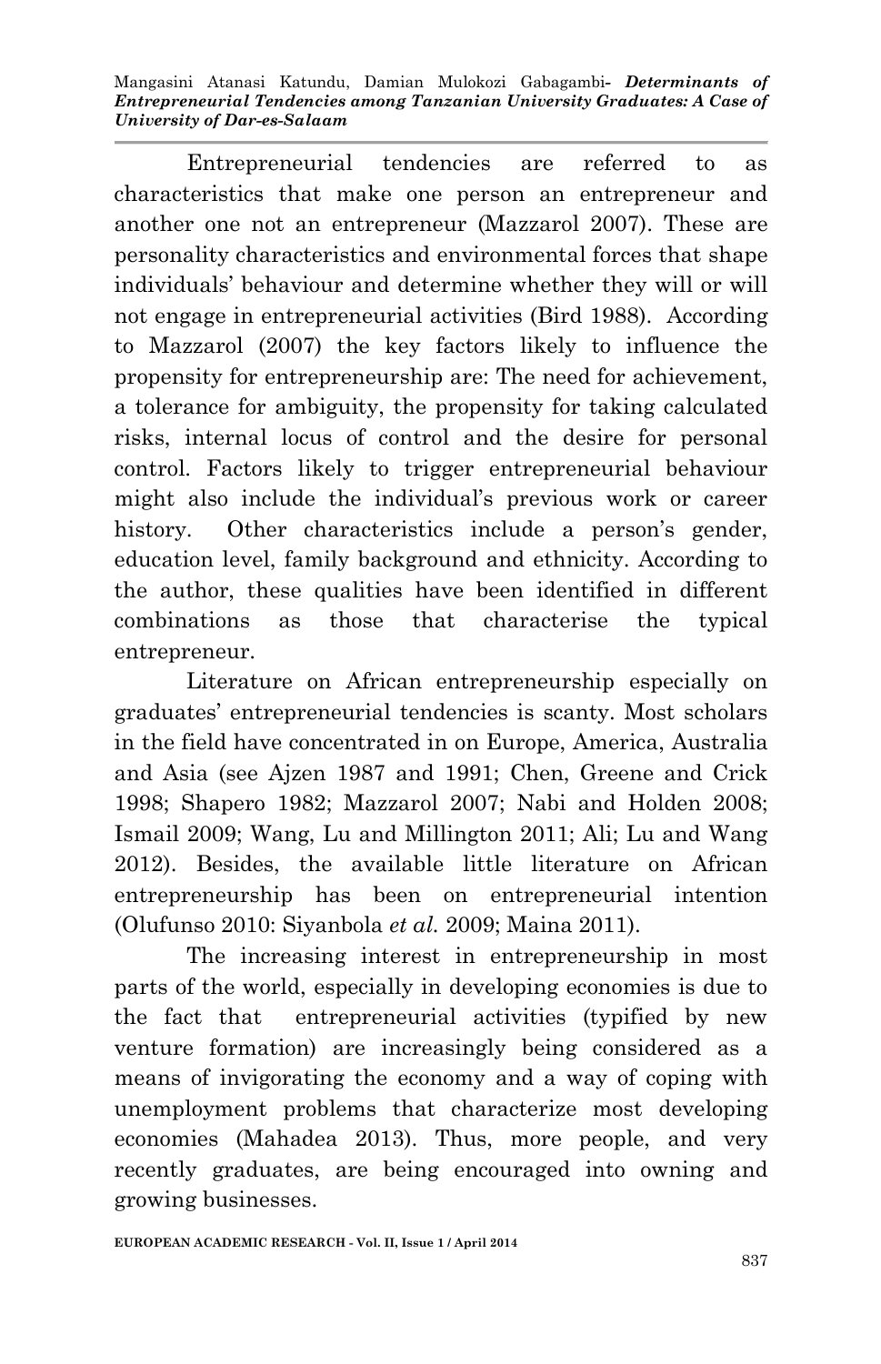Entrepreneurial tendencies are referred to as characteristics that make one person an entrepreneur and another one not an entrepreneur (Mazzarol 2007). These are personality characteristics and environmental forces that shape individuals' behaviour and determine whether they will or will not engage in entrepreneurial activities (Bird 1988). According to Mazzarol (2007) the key factors likely to influence the propensity for entrepreneurship are: The need for achievement, a tolerance for ambiguity, the propensity for taking calculated risks, internal locus of control and the desire for personal control. Factors likely to trigger entrepreneurial behaviour might also include the individual's previous work or career history. Other characteristics include a person's gender, education level, family background and ethnicity. According to the author, these qualities have been identified in different combinations as those that characterise the typical entrepreneur.

Literature on African entrepreneurship especially on graduates' entrepreneurial tendencies is scanty. Most scholars in the field have concentrated in on Europe, America, Australia and Asia (see Ajzen 1987 and 1991; Chen, Greene and Crick 1998; Shapero 1982; Mazzarol 2007; Nabi and Holden 2008; Ismail 2009; Wang, Lu and Millington 2011; Ali; Lu and Wang 2012). Besides, the available little literature on African entrepreneurship has been on entrepreneurial intention (Olufunso 2010: Siyanbola *et al.* 2009; Maina 2011).

The increasing interest in entrepreneurship in most parts of the world, especially in developing economies is due to the fact that entrepreneurial activities (typified by new venture formation) are increasingly being considered as a means of invigorating the economy and a way of coping with unemployment problems that characterize most developing economies (Mahadea 2013). Thus, more people, and very recently graduates, are being encouraged into owning and growing businesses.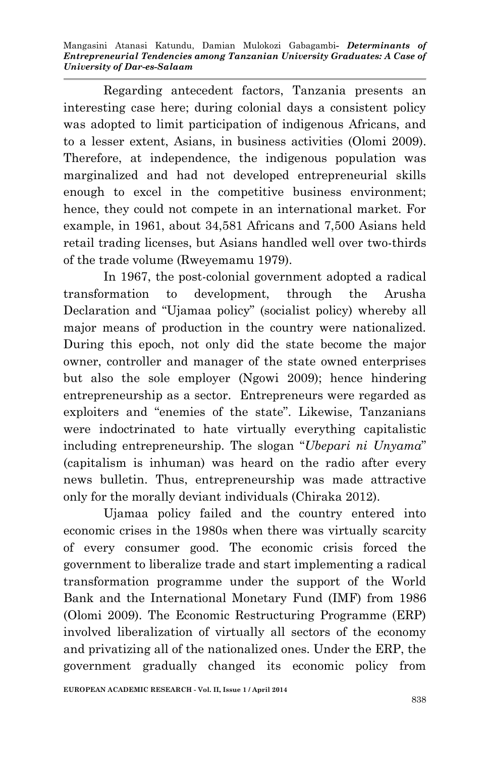Regarding antecedent factors, Tanzania presents an interesting case here; during colonial days a consistent policy was adopted to limit participation of indigenous Africans, and to a lesser extent, Asians, in business activities (Olomi 2009). Therefore, at independence, the indigenous population was marginalized and had not developed entrepreneurial skills enough to excel in the competitive business environment; hence, they could not compete in an international market. For example, in 1961, about 34,581 Africans and 7,500 Asians held retail trading licenses, but Asians handled well over two-thirds of the trade volume (Rweyemamu 1979).

In 1967, the post-colonial government adopted a radical transformation to development, through the Arusha Declaration and "Ujamaa policy" (socialist policy) whereby all major means of production in the country were nationalized. During this epoch, not only did the state become the major owner, controller and manager of the state owned enterprises but also the sole employer (Ngowi 2009); hence hindering entrepreneurship as a sector. Entrepreneurs were regarded as exploiters and "enemies of the state". Likewise, Tanzanians were indoctrinated to hate virtually everything capitalistic including entrepreneurship. The slogan "*Ubepari ni Unyama*" (capitalism is inhuman) was heard on the radio after every news bulletin. Thus, entrepreneurship was made attractive only for the morally deviant individuals (Chiraka 2012).

Ujamaa policy failed and the country entered into economic crises in the 1980s when there was virtually scarcity of every consumer good. The economic crisis forced the government to liberalize trade and start implementing a radical transformation programme under the support of the World Bank and the International Monetary Fund (IMF) from 1986 (Olomi 2009). The Economic Restructuring Programme (ERP) involved liberalization of virtually all sectors of the economy and privatizing all of the nationalized ones. Under the ERP, the government gradually changed its economic policy from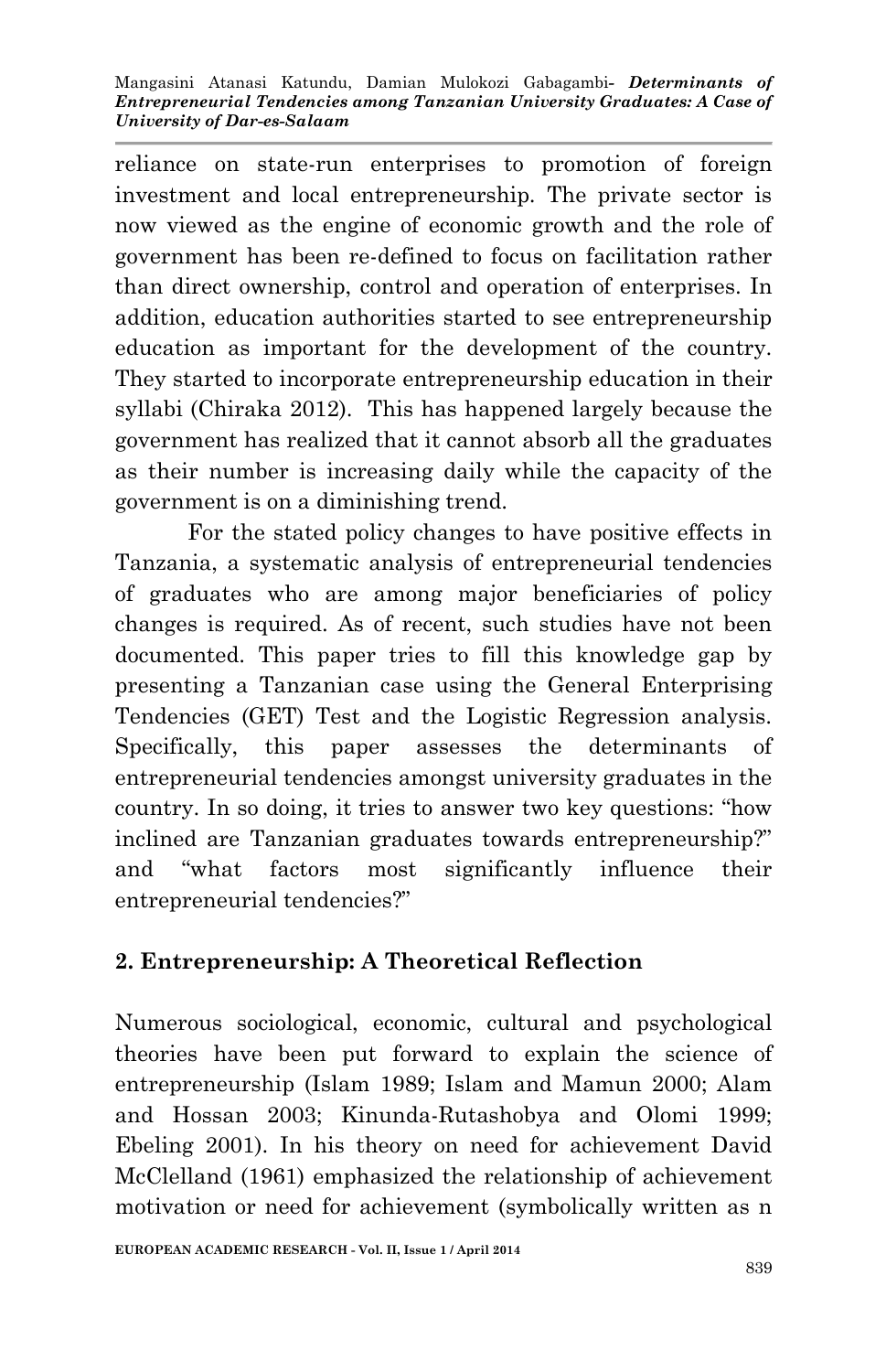reliance on state-run enterprises to promotion of foreign investment and local entrepreneurship. The private sector is now viewed as the engine of economic growth and the role of government has been re-defined to focus on facilitation rather than direct ownership, control and operation of enterprises. In addition, education authorities started to see entrepreneurship education as important for the development of the country. They started to incorporate entrepreneurship education in their syllabi (Chiraka 2012). This has happened largely because the government has realized that it cannot absorb all the graduates as their number is increasing daily while the capacity of the government is on a diminishing trend.

For the stated policy changes to have positive effects in Tanzania, a systematic analysis of entrepreneurial tendencies of graduates who are among major beneficiaries of policy changes is required. As of recent, such studies have not been documented. This paper tries to fill this knowledge gap by presenting a Tanzanian case using the General Enterprising Tendencies (GET) Test and the Logistic Regression analysis. Specifically, this paper assesses the determinants of entrepreneurial tendencies amongst university graduates in the country. In so doing, it tries to answer two key questions: "how inclined are Tanzanian graduates towards entrepreneurship?" and "what factors most significantly influence their entrepreneurial tendencies?"

## 2. Entrepreneurship: A Theoretical Reflection

Numerous sociological, economic, cultural and psychological theories have been put forward to explain the science of entrepreneurship (Islam 1989; Islam and Mamun 2000; Alam and Hossan 2003; Kinunda-Rutashobya and Olomi 1999; Ebeling 2001). In his theory on need for achievement David McClelland (1961) emphasized the relationship of achievement motivation or need for achievement (symbolically written as n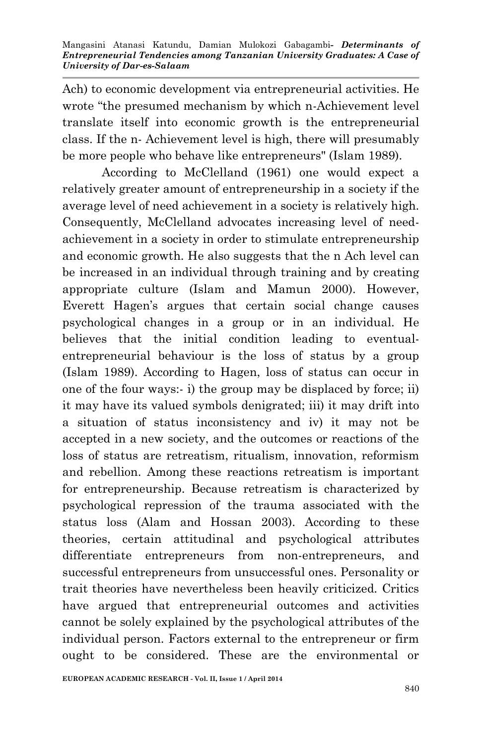Ach) to economic development via entrepreneurial activities. He wrote "the presumed mechanism by which n-Achievement level translate itself into economic growth is the entrepreneurial class. If the n- Achievement level is high, there will presumably be more people who behave like entrepreneurs" (Islam 1989).

According to McClelland (1961) one would expect a relatively greater amount of entrepreneurship in a society if the average level of need achievement in a society is relatively high. Consequently, McClelland advocates increasing level of need-achievement in a society in order to stimulate entrepreneurship and economic growth. He also suggests that the n Ach level can be increased in an individual through training and by creating appropriate culture (Islam and Mamun 2000). However, Everett Hagen's argues that certain social change causes psychological changes in a group or in an individual. He believes that the initial condition leading to eventual-entrepreneurial behaviour is the loss of status by a group (Islam 1989). According to Hagen, loss of status can occur in one of the four ways:- i) the group may be displaced by force; ii) it may have its valued symbols denigrated; iii) it may drift into a situation of status inconsistency and iv) it may not be accepted in a new society, and the outcomes or reactions of the loss of status are retreatism, ritualism, innovation, reformism and rebellion. Among these reactions retreatism is important for entrepreneurship. Because retreatism is characterized by psychological repression of the trauma associated with the status loss (Alam and Hossan 2003). According to these theories, certain attitudinal and psychological attributes differentiate entrepreneurs from non-entrepreneurs, and successful entrepreneurs from unsuccessful ones. Personality or trait theories have nevertheless been heavily criticized. Critics have argued that entrepreneurial outcomes and activities cannot be solely explained by the psychological attributes of the individual person. Factors external to the entrepreneur or firm ought to be considered. These are the environmental or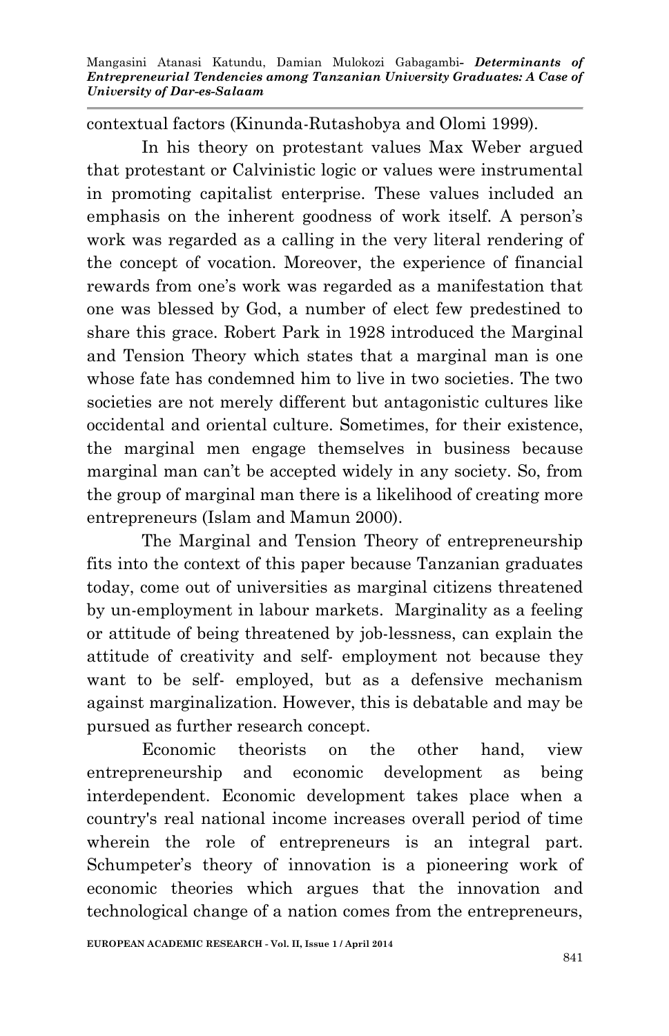contextual factors (Kinunda-Rutashobya and Olomi 1999).

In his theory on protestant values Max Weber argued that protestant or Calvinistic logic or values were instrumental in promoting capitalist enterprise. These values included an emphasis on the inherent goodness of work itself. A person's work was regarded as a calling in the very literal rendering of the concept of vocation. Moreover, the experience of financial rewards from one's work was regarded as a manifestation that one was blessed by God, a number of elect few predestined to share this grace. Robert Park in 1928 introduced the Marginal and Tension Theory which states that a marginal man is one whose fate has condemned him to live in two societies. The two societies are not merely different but antagonistic cultures like occidental and oriental culture. Sometimes, for their existence, the marginal men engage themselves in business because marginal man can't be accepted widely in any society. So, from the group of marginal man there is a likelihood of creating more entrepreneurs (Islam and Mamun 2000).

The Marginal and Tension Theory of entrepreneurship fits into the context of this paper because Tanzanian graduates today, come out of universities as marginal citizens threatened by un-employment in labour markets. Marginality as a feeling or attitude of being threatened by job-lessness, can explain the attitude of creativity and self- employment not because they want to be self- employed, but as a defensive mechanism against marginalization. However, this is debatable and may be pursued as further research concept.

Economic theorists on the other hand, view entrepreneurship and economic development as being interdependent. Economic development takes place when a country's real national income increases overall period of time wherein the role of entrepreneurs is an integral part. Schumpeter's theory of innovation is a pioneering work of economic theories which argues that the innovation and technological change of a nation comes from the entrepreneurs,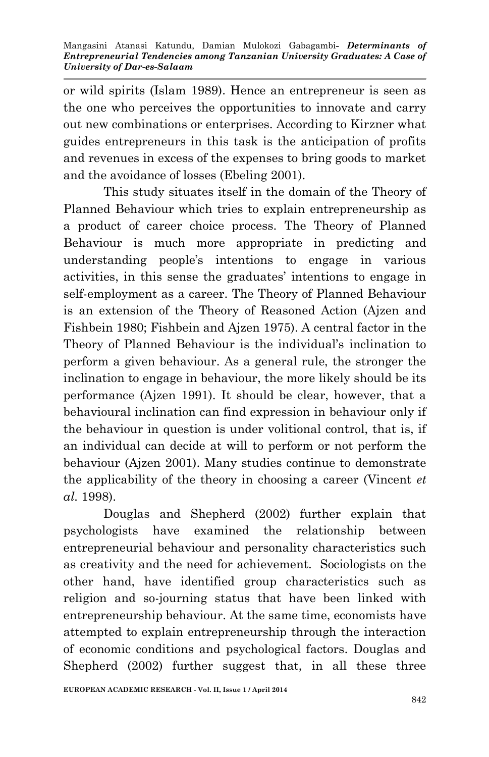or wild spirits (Islam 1989). Hence an entrepreneur is seen as the one who perceives the opportunities to innovate and carry out new combinations or enterprises. According to Kirzner what guides entrepreneurs in this task is the anticipation of profits and revenues in excess of the expenses to bring goods to market and the avoidance of losses (Ebeling 2001).

This study situates itself in the domain of the Theory of Planned Behaviour which tries to explain entrepreneurship as a product of career choice process. The Theory of Planned Behaviour is much more appropriate in predicting and understanding people's intentions to engage in various activities, in this sense the graduates' intentions to engage in self-employment as a career. The Theory of Planned Behaviour is an extension of the Theory of Reasoned Action (Ajzen and Fishbein 1980; Fishbein and Ajzen 1975). A central factor in the Theory of Planned Behaviour is the individual's inclination to perform a given behaviour. As a general rule, the stronger the inclination to engage in behaviour, the more likely should be its performance (Ajzen 1991). It should be clear, however, that a behavioural inclination can find expression in behaviour only if the behaviour in question is under volitional control, that is, if an individual can decide at will to perform or not perform the behaviour (Ajzen 2001). Many studies continue to demonstrate the applicability of the theory in choosing a career (Vincent *et al.* 1998).

Douglas and Shepherd (2002) further explain that psychologists have examined the relationship between entrepreneurial behaviour and personality characteristics such as creativity and the need for achievement. Sociologists on the other hand, have identified group characteristics such as religion and so-journing status that have been linked with entrepreneurship behaviour. At the same time, economists have attempted to explain entrepreneurship through the interaction of economic conditions and psychological factors. Douglas and Shepherd (2002) further suggest that, in all these three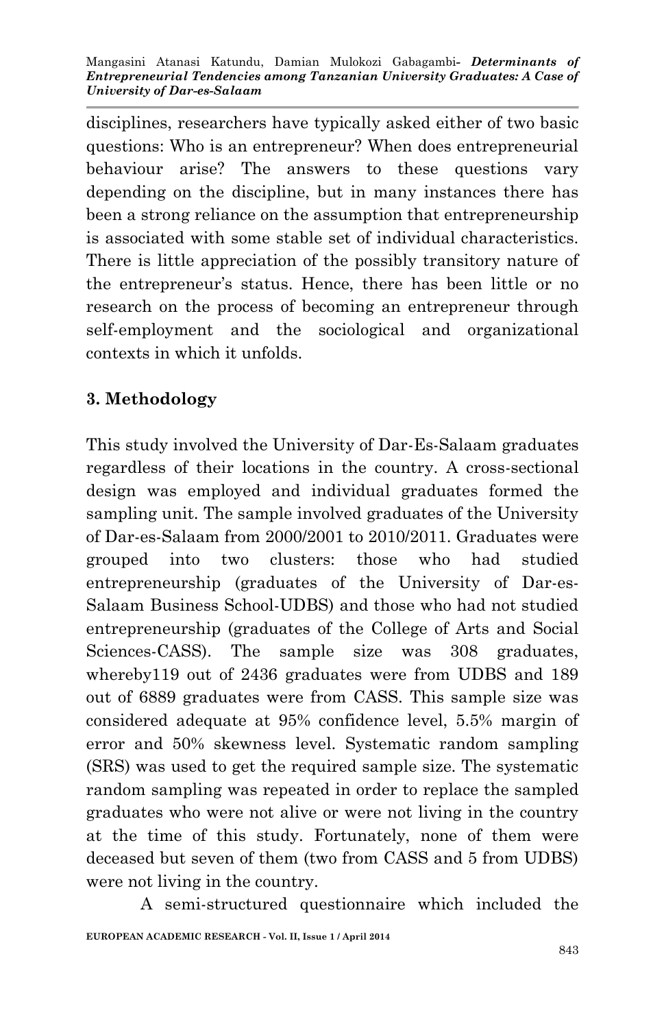disciplines, researchers have typically asked either of two basic questions: Who is an entrepreneur? When does entrepreneurial behaviour arise? The answers to these questions vary depending on the discipline, but in many instances there has been a strong reliance on the assumption that entrepreneurship is associated with some stable set of individual characteristics. There is little appreciation of the possibly transitory nature of the entrepreneur's status. Hence, there has been little or no research on the process of becoming an entrepreneur through self-employment and the sociological and organizational contexts in which it unfolds.

## 3. Methodology

This study involved the University of Dar-Es-Salaam graduates regardless of their locations in the country. A cross-sectional design was employed and individual graduates formed the sampling unit. The sample involved graduates of the University of Dar-es-Salaam from 2000/2001 to 2010/2011. Graduates were grouped into two clusters: those who had studied entrepreneurship (graduates of the University of Dar-es-Salaam Business School-UDBS) and those who had not studied entrepreneurship (graduates of the College of Arts and Social Sciences-CASS). The sample size was 308 graduates, whereby119 out of 2436 graduates were from UDBS and 189 out of 6889 graduates were from CASS. This sample size was considered adequate at 95% confidence level, 5.5% margin of error and 50% skewness level. Systematic random sampling (SRS) was used to get the required sample size. The systematic random sampling was repeated in order to replace the sampled graduates who were not alive or were not living in the country at the time of this study. Fortunately, none of them were deceased but seven of them (two from CASS and 5 from UDBS) were not living in the country.

A semi-structured questionnaire which included the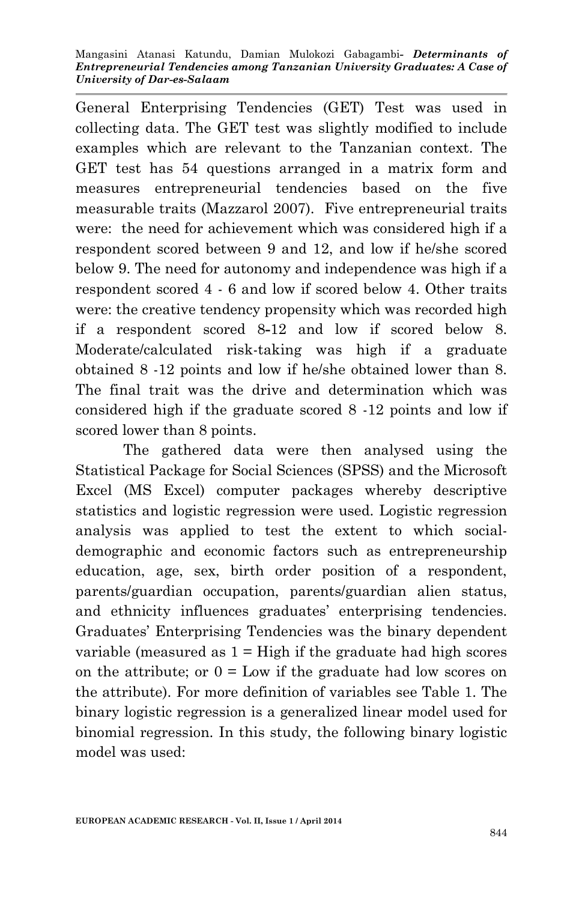General Enterprising Tendencies (GET) Test was used in collecting data. The GET test was slightly modified to include examples which are relevant to the Tanzanian context. The GET test has 54 questions arranged in a matrix form and measures entrepreneurial tendencies based on the five measurable traits (Mazzarol 2007). Five entrepreneurial traits were: the need for achievement which was considered high if a respondent scored between 9 and 12, and low if he/she scored below 9. The need for autonomy and independence was high if a respondent scored 4 - 6 and low if scored below 4. Other traits were: the creative tendency propensity which was recorded high if a respondent scored 8-12 and low if scored below 8. Moderate/calculated risk-taking was high if a graduate obtained 8 -12 points and low if he/she obtained lower than 8. The final trait was the drive and determination which was considered high if the graduate scored 8 -12 points and low if scored lower than 8 points.

The gathered data were then analysed using the Statistical Package for Social Sciences (SPSS) and the Microsoft Excel (MS Excel) computer packages whereby descriptive statistics and logistic regression were used. Logistic regression analysis was applied to test the extent to which social-demographic and economic factors such as entrepreneurship education, age, sex, birth order position of a respondent, parents/guardian occupation, parents/guardian alien status, and ethnicity influences graduates' enterprising tendencies. Graduates' Enterprising Tendencies was the binary dependent variable (measured as 1 = High if the graduate had high scores on the attribute; or 0 = Low if the graduate had low scores on the attribute). For more definition of variables see Table 1. The binary logistic regression is a generalized linear model used for binomial regression. In this study, the following binary logistic model was used: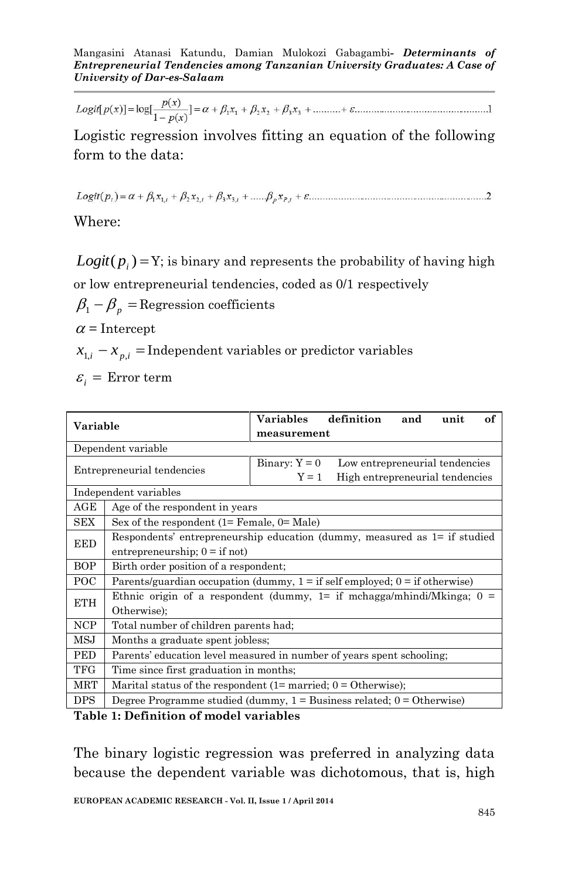$$Logit[p(x)] = \log[\frac{p(x)}{1-p(x)}] = \alpha + \beta_1 x_1 + \beta_2 x_2 + \beta_3 x_3 + \ldots\ldots\ldots + \varepsilon \quad \ldots\ldots 1$$

Logistic regression involves fitting an equation of the following form to the data:

$$Logit(p_i) = \alpha + \beta_1 x_{1,i} + \beta_2 x_{2,i} + \beta_3 x_{3,i} + \ldots\ldots \beta_p x_{P,i} + \varepsilon \quad \ldots\ldots 2$$

Where:

$Logit(p_i)$ = Y; is binary and represents the probability of having high or low entrepreneurial tendencies, coded as 0/1 respectively

$\beta_1 - \beta_p$ = Regression coefficients

$\alpha$ = Intercept

$x_{1,i} - x_{p,i}$ = Independent variables or predictor variables

$\varepsilon_i$ = Error term

| Variable | | Variables definition and unit of measurement |
|---|---|---|
| Dependent variable | | |
| Entrepreneurial tendencies | | Binary: Y = 0 Low entrepreneurial tendencies<br>Y = 1 High entrepreneurial tendencies |
| Independent variables | | |
| AGE | Age of the respondent in years | |
| SEX | Sex of the respondent (1= Female, 0= Male) | |
| EED | Respondents' entrepreneurship education (dummy, measured as 1= if studied entrepreneurship; 0 = if not) | |
| BOP | Birth order position of a respondent; | |
| POC | Parents/guardian occupation (dummy, 1 = if self employed; 0 = if otherwise) | |
| ETH | Ethnic origin of a respondent (dummy, 1= if mchagga/mhindi/Mkinga; 0 = Otherwise); | |
| NCP | Total number of children parents had; | |
| MSJ | Months a graduate spent jobless; | |
| PED | Parents' education level measured in number of years spent schooling; | |
| TFG | Time since first graduation in months; | |
| MRT | Marital status of the respondent (1= married; 0 = Otherwise); | |
| DPS | Degree Programme studied (dummy, 1 = Business related; 0 = Otherwise) | |

**Table 1: Definition of model variables**

The binary logistic regression was preferred in analyzing data because the dependent variable was dichotomous, that is, high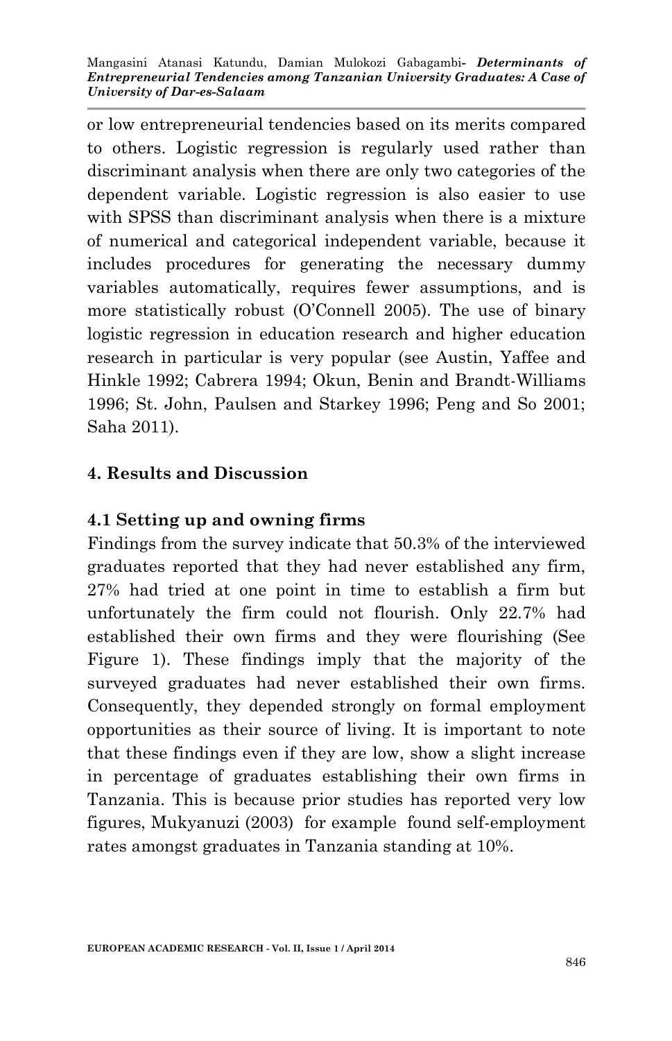or low entrepreneurial tendencies based on its merits compared to others. Logistic regression is regularly used rather than discriminant analysis when there are only two categories of the dependent variable. Logistic regression is also easier to use with SPSS than discriminant analysis when there is a mixture of numerical and categorical independent variable, because it includes procedures for generating the necessary dummy variables automatically, requires fewer assumptions, and is more statistically robust (O'Connell 2005). The use of binary logistic regression in education research and higher education research in particular is very popular (see Austin, Yaffee and Hinkle 1992; Cabrera 1994; Okun, Benin and Brandt-Williams 1996; St. John, Paulsen and Starkey 1996; Peng and So 2001; Saha 2011).

## 4. Results and Discussion

### 4.1 Setting up and owning firms

Findings from the survey indicate that 50.3% of the interviewed graduates reported that they had never established any firm, 27% had tried at one point in time to establish a firm but unfortunately the firm could not flourish. Only 22.7% had established their own firms and they were flourishing (See Figure 1). These findings imply that the majority of the surveyed graduates had never established their own firms. Consequently, they depended strongly on formal employment opportunities as their source of living. It is important to note that these findings even if they are low, show a slight increase in percentage of graduates establishing their own firms in Tanzania. This is because prior studies has reported very low figures, Mukyanuzi (2003) for example found self-employment rates amongst graduates in Tanzania standing at 10%.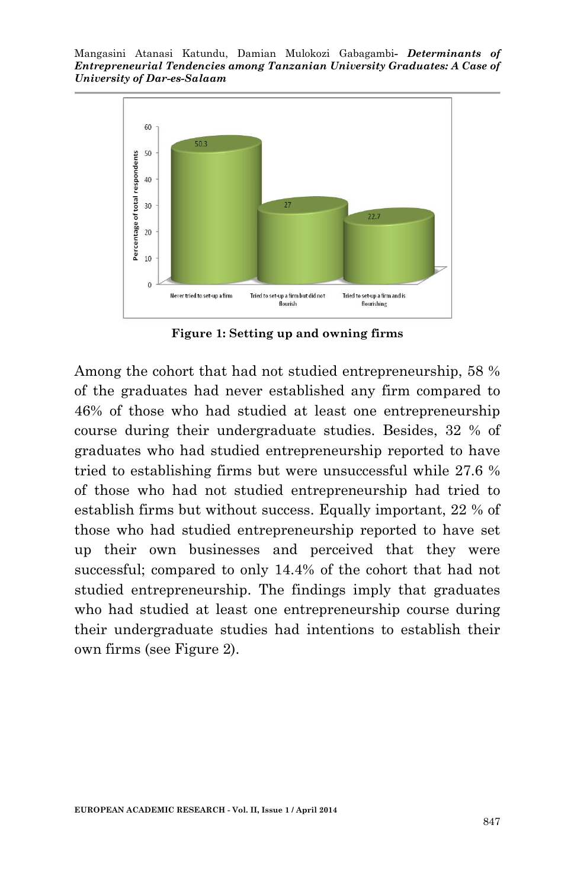60
50
40
30
20
10
0

Percentage of total respondents

50.3

27

22.7

Never tried to set-up a firm

Tried to set-up a firm but did not flourish

Tried to set-up a firm and is flourishing

**Figure 1: Setting up and owning firms**

Among the cohort that had not studied entrepreneurship, 58 % of the graduates had never established any firm compared to 46% of those who had studied at least one entrepreneurship course during their undergraduate studies. Besides, 32 % of graduates who had studied entrepreneurship reported to have tried to establishing firms but were unsuccessful while 27.6 % of those who had not studied entrepreneurship had tried to establish firms but without success. Equally important, 22 % of those who had studied entrepreneurship reported to have set up their own businesses and perceived that they were successful; compared to only 14.4% of the cohort that had not studied entrepreneurship. The findings imply that graduates who had studied at least one entrepreneurship course during their undergraduate studies had intentions to establish their own firms (see Figure 2).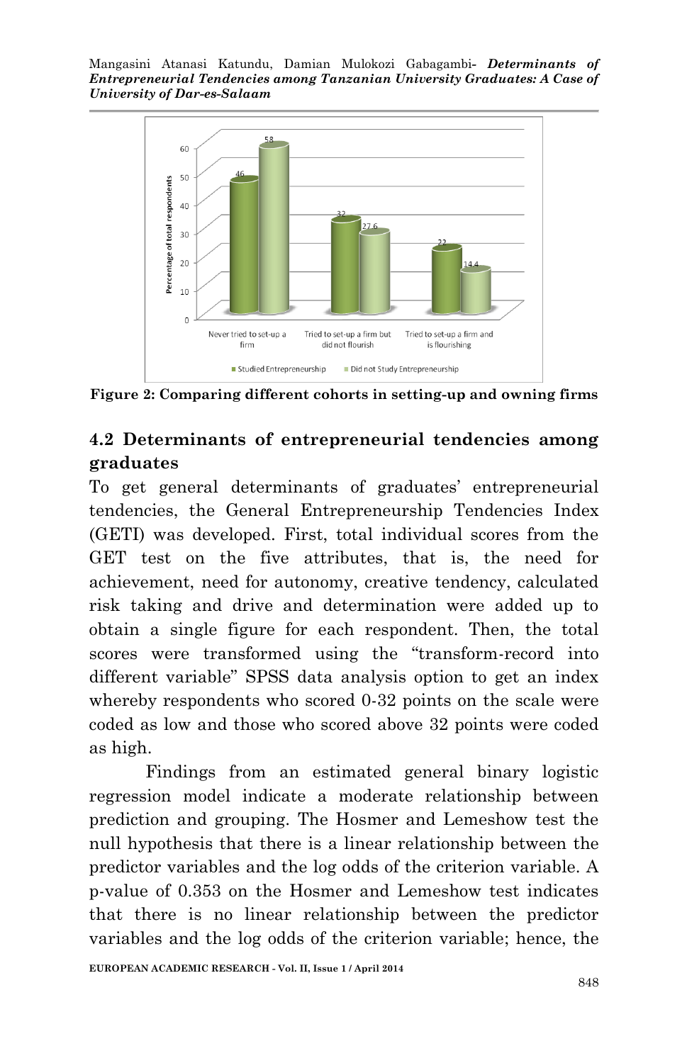60
50
40
30
20
10
0

Percentage of total respondents

46
58
32
27.6
22
14.4

Never tried to set-up a firm

Tried to set-up a firm but did not flourish

Tried to set-up a firm and is flourishing

Studied Entrepreneurship
Did not Study Entrepreneurship

**Figure 2: Comparing different cohorts in setting-up and owning firms**

## 4.2 Determinants of entrepreneurial tendencies among graduates

To get general determinants of graduates' entrepreneurial tendencies, the General Entrepreneurship Tendencies Index (GETI) was developed. First, total individual scores from the GET test on the five attributes, that is, the need for achievement, need for autonomy, creative tendency, calculated risk taking and drive and determination were added up to obtain a single figure for each respondent. Then, the total scores were transformed using the "transform-record into different variable" SPSS data analysis option to get an index whereby respondents who scored 0-32 points on the scale were coded as low and those who scored above 32 points were coded as high.

Findings from an estimated general binary logistic regression model indicate a moderate relationship between prediction and grouping. The Hosmer and Lemeshow test the null hypothesis that there is a linear relationship between the predictor variables and the log odds of the criterion variable. A p-value of 0.353 on the Hosmer and Lemeshow test indicates that there is no linear relationship between the predictor variables and the log odds of the criterion variable; hence, the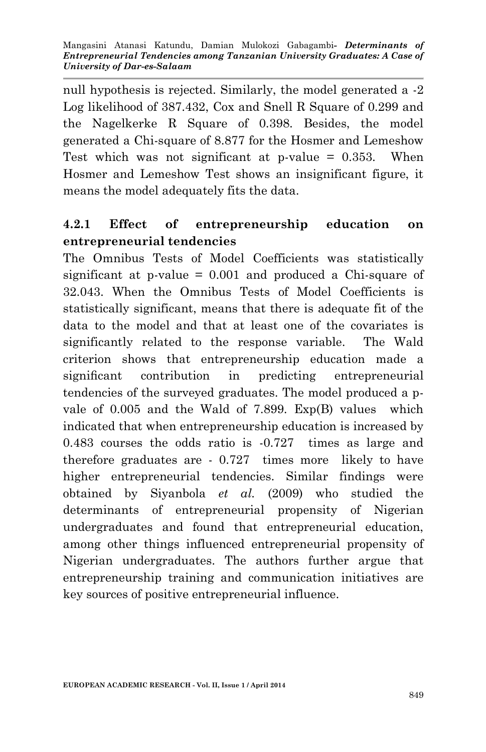null hypothesis is rejected. Similarly, the model generated a -2 Log likelihood of 387.432, Cox and Snell R Square of 0.299 and the Nagelkerke R Square of 0.398. Besides, the model generated a Chi-square of 8.877 for the Hosmer and Lemeshow Test which was not significant at p-value = 0.353. When Hosmer and Lemeshow Test shows an insignificant figure, it means the model adequately fits the data.

### 4.2.1 Effect of entrepreneurship education on entrepreneurial tendencies

The Omnibus Tests of Model Coefficients was statistically significant at p-value = 0.001 and produced a Chi-square of 32.043. When the Omnibus Tests of Model Coefficients is statistically significant, means that there is adequate fit of the data to the model and that at least one of the covariates is significantly related to the response variable. The Wald criterion shows that entrepreneurship education made a significant contribution in predicting entrepreneurial tendencies of the surveyed graduates. The model produced a p-vale of 0.005 and the Wald of 7.899. Exp(B) values which indicated that when entrepreneurship education is increased by 0.483 courses the odds ratio is -0.727 times as large and therefore graduates are - 0.727 times more likely to have higher entrepreneurial tendencies. Similar findings were obtained by Siyanbola *et al.* (2009) who studied the determinants of entrepreneurial propensity of Nigerian undergraduates and found that entrepreneurial education, among other things influenced entrepreneurial propensity of Nigerian undergraduates. The authors further argue that entrepreneurship training and communication initiatives are key sources of positive entrepreneurial influence.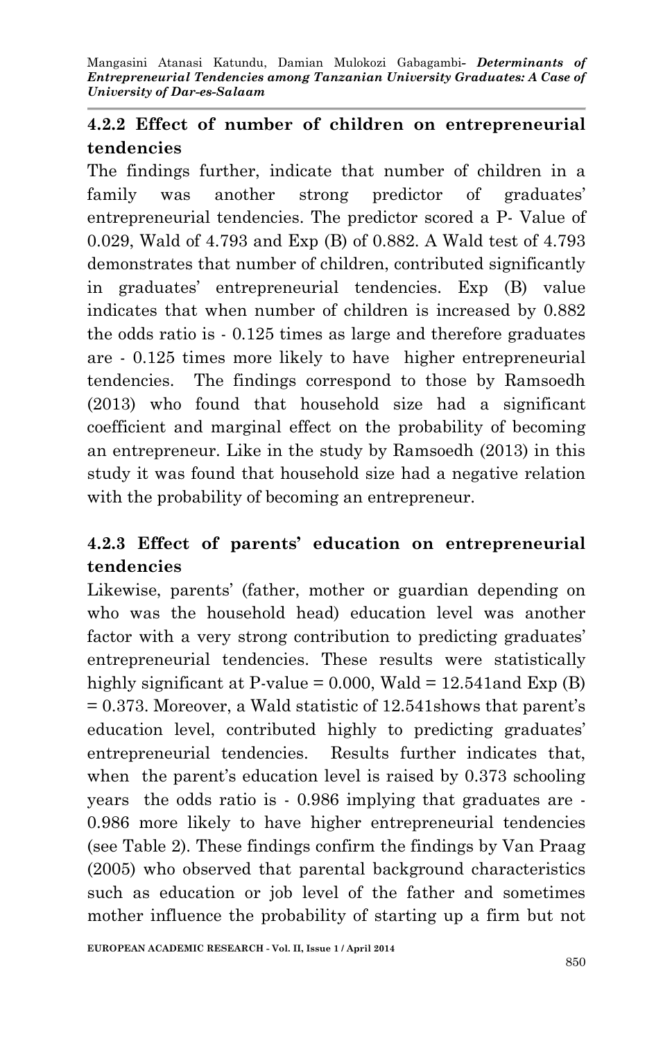### 4.2.2 Effect of number of children on entrepreneurial tendencies

The findings further, indicate that number of children in a family was another strong predictor of graduates' entrepreneurial tendencies. The predictor scored a P- Value of 0.029, Wald of 4.793 and Exp (B) of 0.882. A Wald test of 4.793 demonstrates that number of children, contributed significantly in graduates' entrepreneurial tendencies. Exp (B) value indicates that when number of children is increased by 0.882 the odds ratio is - 0.125 times as large and therefore graduates are - 0.125 times more likely to have higher entrepreneurial tendencies. The findings correspond to those by Ramsoedh (2013) who found that household size had a significant coefficient and marginal effect on the probability of becoming an entrepreneur. Like in the study by Ramsoedh (2013) in this study it was found that household size had a negative relation with the probability of becoming an entrepreneur.

### 4.2.3 Effect of parents' education on entrepreneurial tendencies

Likewise, parents' (father, mother or guardian depending on who was the household head) education level was another factor with a very strong contribution to predicting graduates' entrepreneurial tendencies. These results were statistically highly significant at P-value = 0.000, Wald = 12.541and Exp (B) = 0.373. Moreover, a Wald statistic of 12.541shows that parent's education level, contributed highly to predicting graduates' entrepreneurial tendencies. Results further indicates that, when the parent's education level is raised by 0.373 schooling years the odds ratio is - 0.986 implying that graduates are - 0.986 more likely to have higher entrepreneurial tendencies (see Table 2). These findings confirm the findings by Van Praag (2005) who observed that parental background characteristics such as education or job level of the father and sometimes mother influence the probability of starting up a firm but not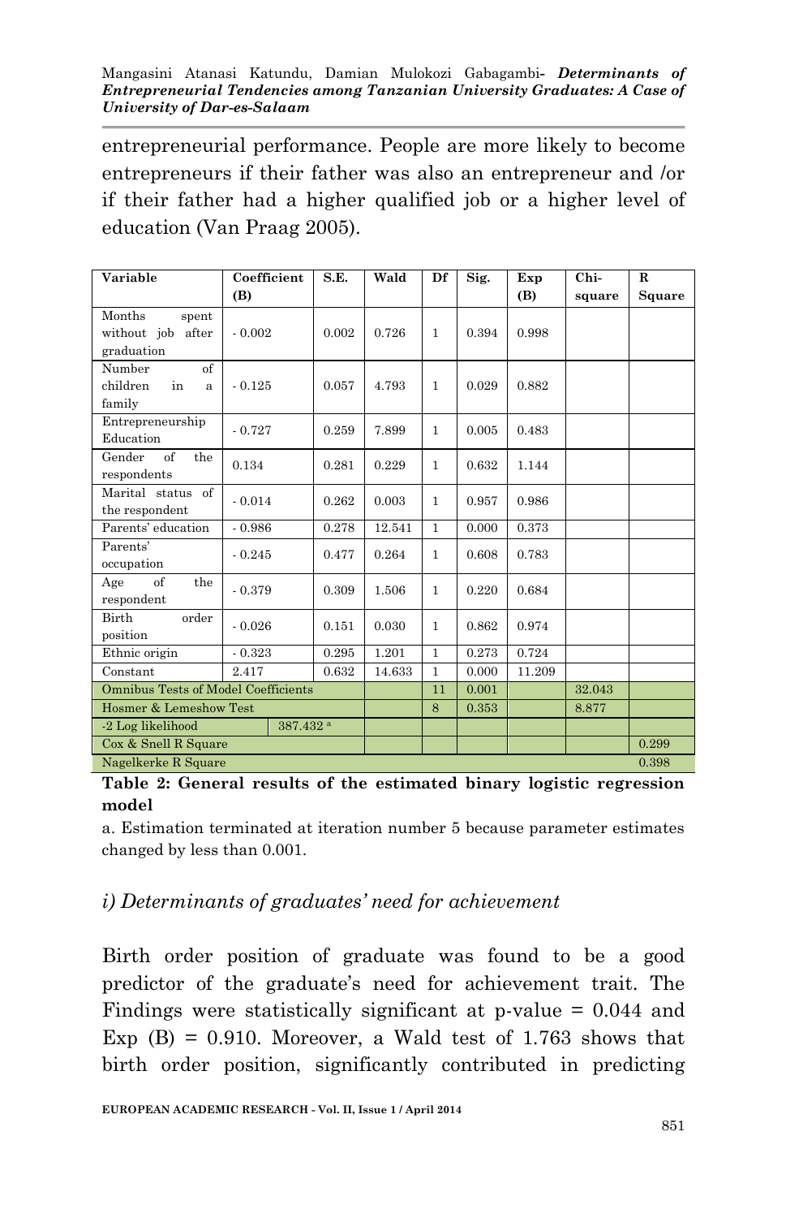entrepreneurial performance. People are more likely to become entrepreneurs if their father was also an entrepreneur and /or if their father had a higher qualified job or a higher level of education (Van Praag 2005).

| Variable | Coefficient (B) | S.E. | Wald | Df | Sig. | Exp (B) | Chi-square | R Square |
|---|---|---|---|---|---|---|---|---|
| Months spent without job after graduation | - 0.002 | 0.002 | 0.726 | 1 | 0.394 | 0.998 | | |
| Number of children in a family | - 0.125 | 0.057 | 4.793 | 1 | 0.029 | 0.882 | | |
| Entrepreneurship Education | - 0.727 | 0.259 | 7.899 | 1 | 0.005 | 0.483 | | |
| Gender of the respondents | 0.134 | 0.281 | 0.229 | 1 | 0.632 | 1.144 | | |
| Marital status of the respondent | - 0.014 | 0.262 | 0.003 | 1 | 0.957 | 0.986 | | |
| Parents' education | - 0.986 | 0.278 | 12.541 | 1 | 0.000 | 0.373 | | |
| Parents' occupation | - 0.245 | 0.477 | 0.264 | 1 | 0.608 | 0.783 | | |
| Age of the respondent | - 0.379 | 0.309 | 1.506 | 1 | 0.220 | 0.684 | | |
| Birth order position | - 0.026 | 0.151 | 0.030 | 1 | 0.862 | 0.974 | | |
| Ethnic origin | - 0.323 | 0.295 | 1.201 | 1 | 0.273 | 0.724 | | |
| Constant | 2.417 | 0.632 | 14.633 | 1 | 0.000 | 11.209 | | |
| Omnibus Tests of Model Coefficients | | | | 11 | 0.001 | | 32.043 | |
| Hosmer & Lemeshow Test | | | | 8 | 0.353 | | 8.877 | |
| -2 Log likelihood | 387.432 [a] | | | | | | | |
| Cox & Snell R Square | | | | | | | | 0.299 |
| Nagelkerke R Square | | | | | | | | 0.398 |

**Table 2: General results of the estimated binary logistic regression model**

a. Estimation terminated at iteration number 5 because parameter estimates changed by less than 0.001.

### *i) Determinants of graduates' need for achievement*

Birth order position of graduate was found to be a good predictor of the graduate's need for achievement trait. The Findings were statistically significant at p-value = 0.044 and Exp (B) = 0.910. Moreover, a Wald test of 1.763 shows that birth order position, significantly contributed in predicting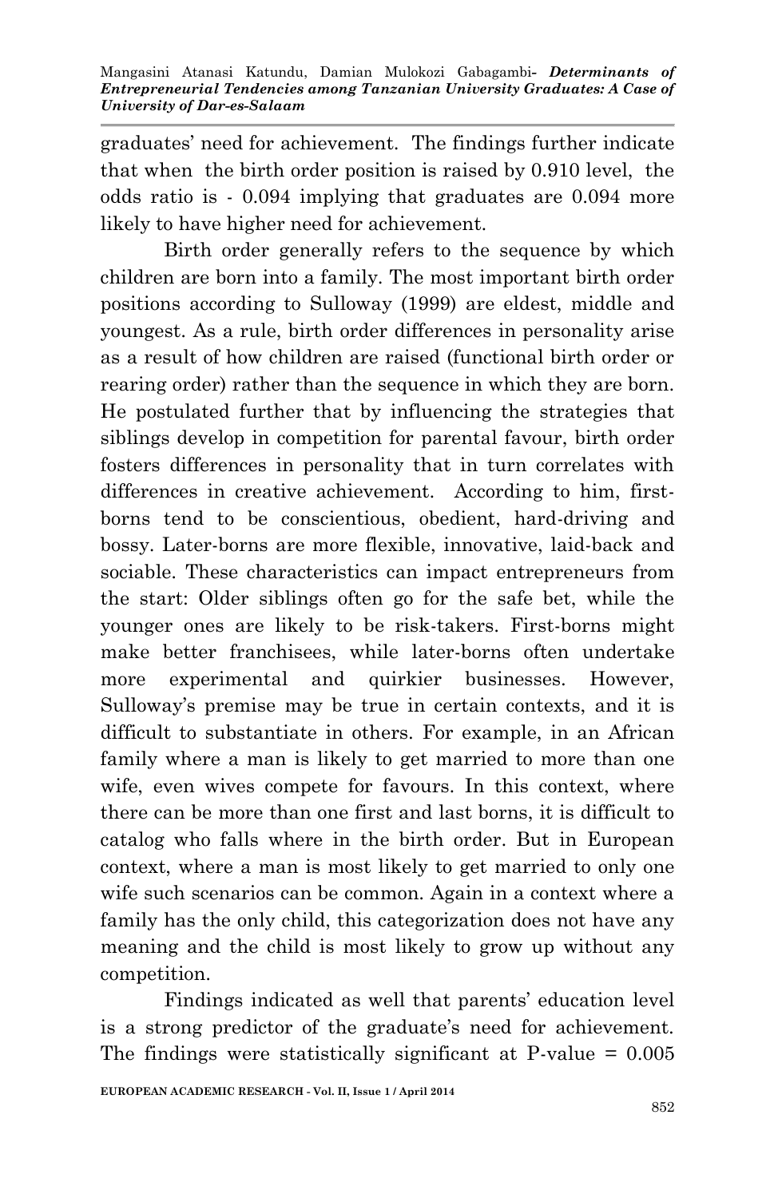graduates' need for achievement. The findings further indicate that when the birth order position is raised by 0.910 level, the odds ratio is - 0.094 implying that graduates are 0.094 more likely to have higher need for achievement.

Birth order generally refers to the sequence by which children are born into a family. The most important birth order positions according to Sulloway (1999) are eldest, middle and youngest. As a rule, birth order differences in personality arise as a result of how children are raised (functional birth order or rearing order) rather than the sequence in which they are born. He postulated further that by influencing the strategies that siblings develop in competition for parental favour, birth order fosters differences in personality that in turn correlates with differences in creative achievement. According to him, first-borns tend to be conscientious, obedient, hard-driving and bossy. Later-borns are more flexible, innovative, laid-back and sociable. These characteristics can impact entrepreneurs from the start: Older siblings often go for the safe bet, while the younger ones are likely to be risk-takers. First-borns might make better franchisees, while later-borns often undertake more experimental and quirkier businesses. However, Sulloway's premise may be true in certain contexts, and it is difficult to substantiate in others. For example, in an African family where a man is likely to get married to more than one wife, even wives compete for favours. In this context, where there can be more than one first and last borns, it is difficult to catalog who falls where in the birth order. But in European context, where a man is most likely to get married to only one wife such scenarios can be common. Again in a context where a family has the only child, this categorization does not have any meaning and the child is most likely to grow up without any competition.

Findings indicated as well that parents' education level is a strong predictor of the graduate's need for achievement. The findings were statistically significant at P-value = 0.005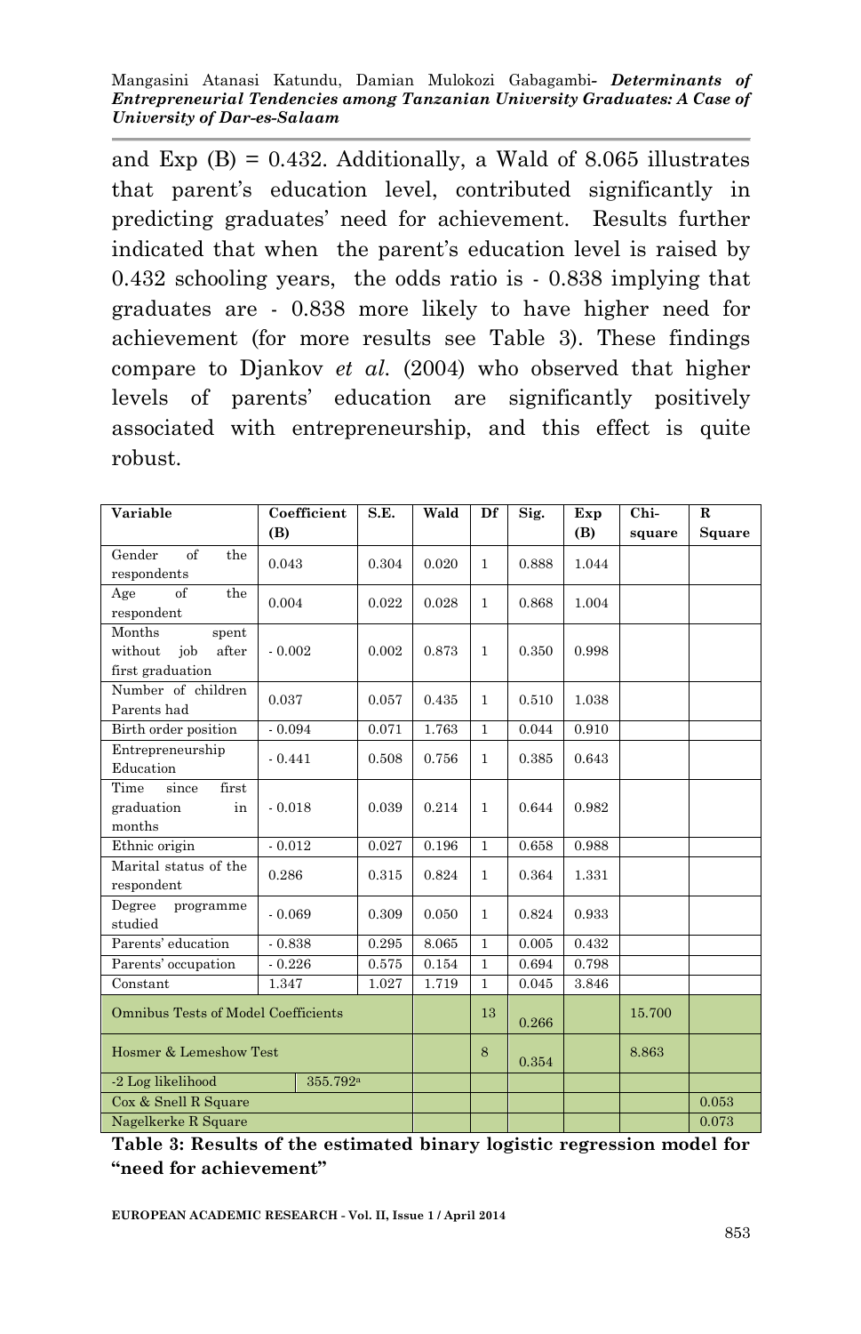and Exp (B) = 0.432. Additionally, a Wald of 8.065 illustrates that parent's education level, contributed significantly in predicting graduates' need for achievement. Results further indicated that when the parent's education level is raised by 0.432 schooling years, the odds ratio is - 0.838 implying that graduates are - 0.838 more likely to have higher need for achievement (for more results see Table 3). These findings compare to Djankov *et al.* (2004) who observed that higher levels of parents' education are significantly positively associated with entrepreneurship, and this effect is quite robust.

| Variable | Coefficient (B) | S.E. | Wald | Df | Sig. | Exp (B) | Chi-square | R Square |
|---|---|---|---|---|---|---|---|---|
| Gender of the respondents | 0.043 | 0.304 | 0.020 | 1 | 0.888 | 1.044 | | |
| Age of the respondent | 0.004 | 0.022 | 0.028 | 1 | 0.868 | 1.004 | | |
| Months spent without job after first graduation | - 0.002 | 0.002 | 0.873 | 1 | 0.350 | 0.998 | | |
| Number of children Parents had | 0.037 | 0.057 | 0.435 | 1 | 0.510 | 1.038 | | |
| Birth order position | - 0.094 | 0.071 | 1.763 | 1 | 0.044 | 0.910 | | |
| Entrepreneurship Education | - 0.441 | 0.508 | 0.756 | 1 | 0.385 | 0.643 | | |
| Time since first graduation in months | - 0.018 | 0.039 | 0.214 | 1 | 0.644 | 0.982 | | |
| Ethnic origin | - 0.012 | 0.027 | 0.196 | 1 | 0.658 | 0.988 | | |
| Marital status of the respondent | 0.286 | 0.315 | 0.824 | 1 | 0.364 | 1.331 | | |
| Degree programme studied | - 0.069 | 0.309 | 0.050 | 1 | 0.824 | 0.933 | | |
| Parents' education | - 0.838 | 0.295 | 8.065 | 1 | 0.005 | 0.432 | | |
| Parents' occupation | - 0.226 | 0.575 | 0.154 | 1 | 0.694 | 0.798 | | |
| Constant | 1.347 | 1.027 | 1.719 | 1 | 0.045 | 3.846 | | |
| Omnibus Tests of Model Coefficients | | | | 13 | 0.266 | | 15.700 | |
| Hosmer & Lemeshow Test | | | | 8 | 0.354 | | 8.863 | |
| -2 Log likelihood | 355.792[a] | | | | | | | |
| Cox & Snell R Square | | | | | | | | 0.053 |
| Nagelkerke R Square | | | | | | | | 0.073 |

**Table 3: Results of the estimated binary logistic regression model for "need for achievement"**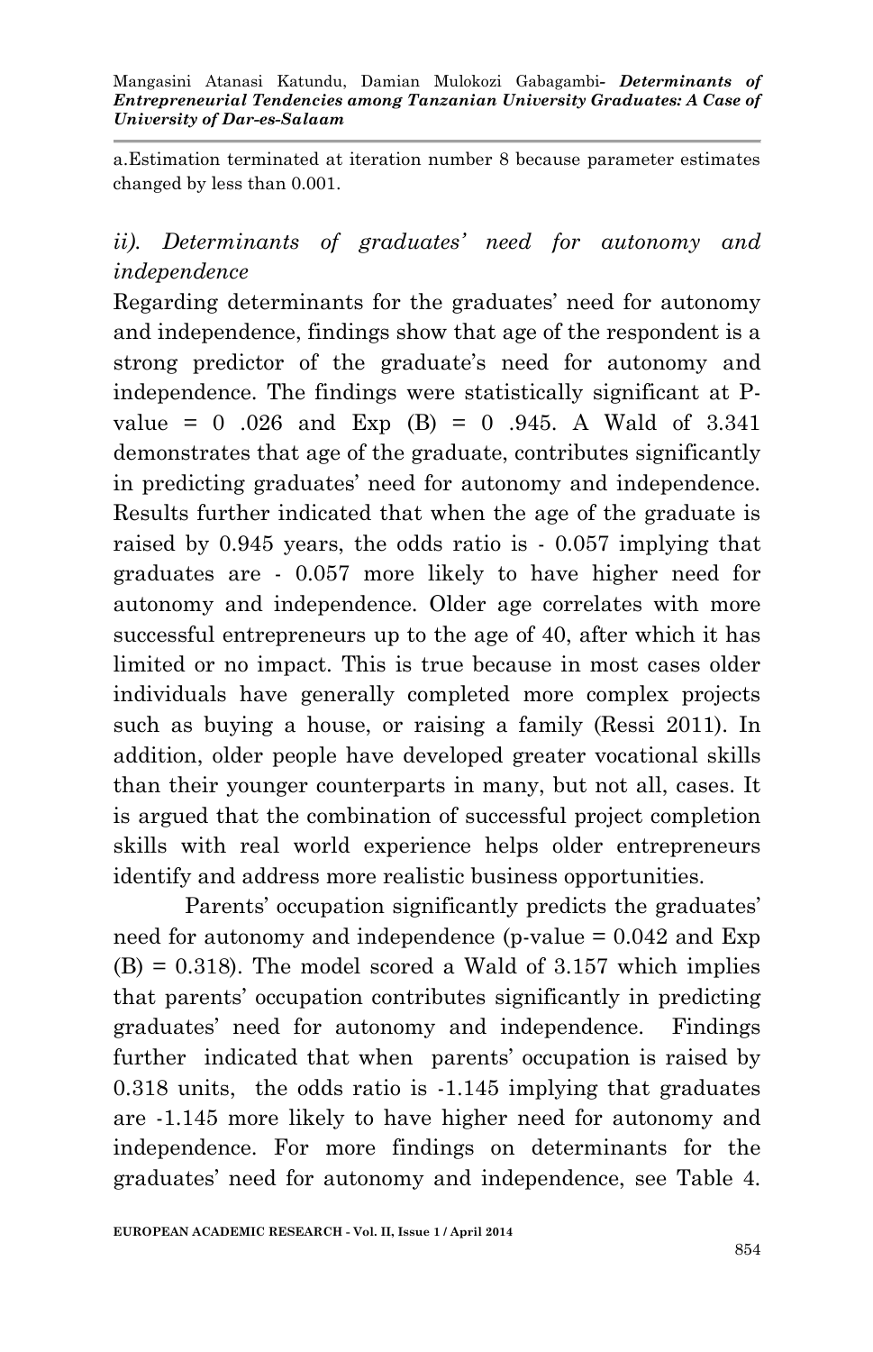a.Estimation terminated at iteration number 8 because parameter estimates changed by less than 0.001.

### *ii). Determinants of graduates' need for autonomy and independence*

Regarding determinants for the graduates' need for autonomy and independence, findings show that age of the respondent is a strong predictor of the graduate's need for autonomy and independence. The findings were statistically significant at P-value = 0 .026 and Exp (B) = 0 .945. A Wald of 3.341 demonstrates that age of the graduate, contributes significantly in predicting graduates' need for autonomy and independence. Results further indicated that when the age of the graduate is raised by 0.945 years, the odds ratio is - 0.057 implying that graduates are - 0.057 more likely to have higher need for autonomy and independence. Older age correlates with more successful entrepreneurs up to the age of 40, after which it has limited or no impact. This is true because in most cases older individuals have generally completed more complex projects such as buying a house, or raising a family (Ressi 2011). In addition, older people have developed greater vocational skills than their younger counterparts in many, but not all, cases. It is argued that the combination of successful project completion skills with real world experience helps older entrepreneurs identify and address more realistic business opportunities.

Parents' occupation significantly predicts the graduates' need for autonomy and independence (p-value = 0.042 and Exp (B) = 0.318). The model scored a Wald of 3.157 which implies that parents' occupation contributes significantly in predicting graduates' need for autonomy and independence. Findings further indicated that when parents' occupation is raised by 0.318 units, the odds ratio is -1.145 implying that graduates are -1.145 more likely to have higher need for autonomy and independence. For more findings on determinants for the graduates' need for autonomy and independence, see Table 4.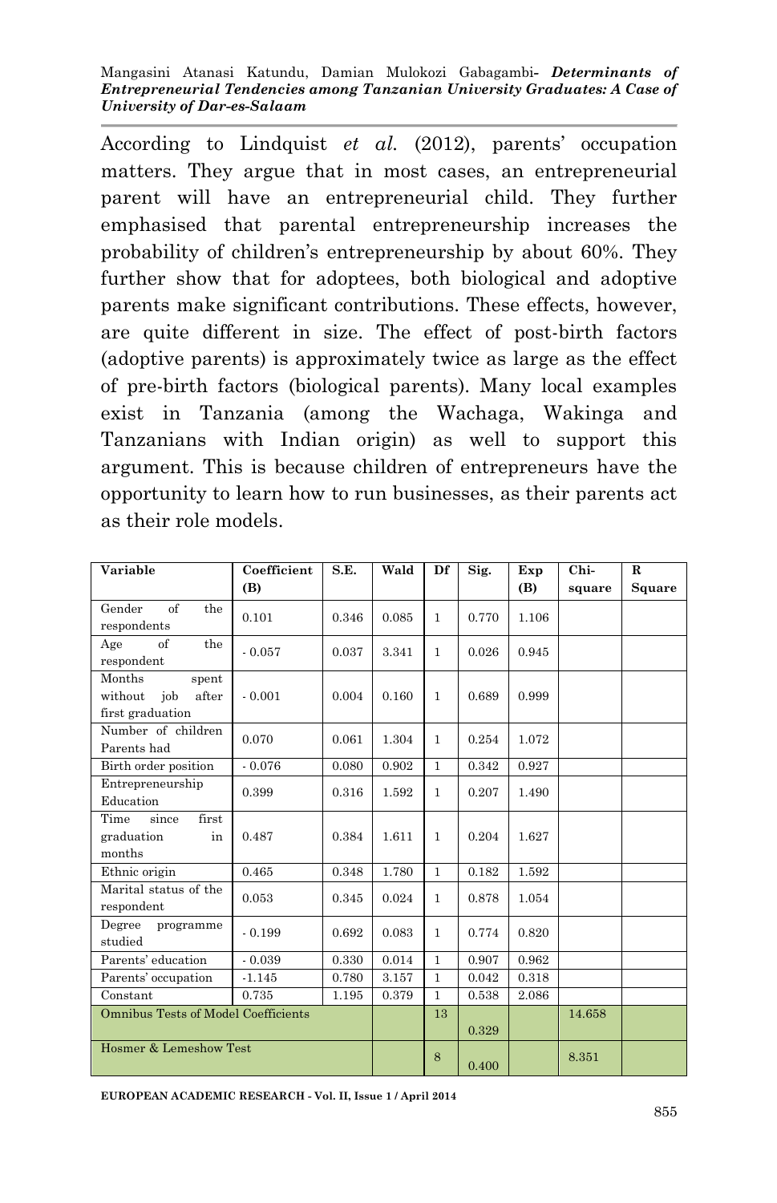According to Lindquist *et al.* (2012), parents' occupation matters. They argue that in most cases, an entrepreneurial parent will have an entrepreneurial child. They further emphasised that parental entrepreneurship increases the probability of children's entrepreneurship by about 60%. They further show that for adoptees, both biological and adoptive parents make significant contributions. These effects, however, are quite different in size. The effect of post-birth factors (adoptive parents) is approximately twice as large as the effect of pre-birth factors (biological parents). Many local examples exist in Tanzania (among the Wachaga, Wakinga and Tanzanians with Indian origin) as well to support this argument. This is because children of entrepreneurs have the opportunity to learn how to run businesses, as their parents act as their role models.

| Variable | Coefficient (B) | S.E. | Wald | Df | Sig. | Exp (B) | Chi-square | R Square |
|---|---|---|---|---|---|---|---|---|
| Gender of the respondents | 0.101 | 0.346 | 0.085 | 1 | 0.770 | 1.106 | | |
| Age of the respondent | - 0.057 | 0.037 | 3.341 | 1 | 0.026 | 0.945 | | |
| Months spent without job after first graduation | - 0.001 | 0.004 | 0.160 | 1 | 0.689 | 0.999 | | |
| Number of children Parents had | 0.070 | 0.061 | 1.304 | 1 | 0.254 | 1.072 | | |
| Birth order position | - 0.076 | 0.080 | 0.902 | 1 | 0.342 | 0.927 | | |
| Entrepreneurship Education | 0.399 | 0.316 | 1.592 | 1 | 0.207 | 1.490 | | |
| Time since first graduation in months | 0.487 | 0.384 | 1.611 | 1 | 0.204 | 1.627 | | |
| Ethnic origin | 0.465 | 0.348 | 1.780 | 1 | 0.182 | 1.592 | | |
| Marital status of the respondent | 0.053 | 0.345 | 0.024 | 1 | 0.878 | 1.054 | | |
| Degree programme studied | - 0.199 | 0.692 | 0.083 | 1 | 0.774 | 0.820 | | |
| Parents' education | - 0.039 | 0.330 | 0.014 | 1 | 0.907 | 0.962 | | |
| Parents' occupation | -1.145 | 0.780 | 3.157 | 1 | 0.042 | 0.318 | | |
| Constant | 0.735 | 1.195 | 0.379 | 1 | 0.538 | 2.086 | | |
| Omnibus Tests of Model Coefficients | | | | 13 | 0.329 | | 14.658 | |
| Hosmer & Lemeshow Test | | | | 8 | 0.400 | | 8.351 | |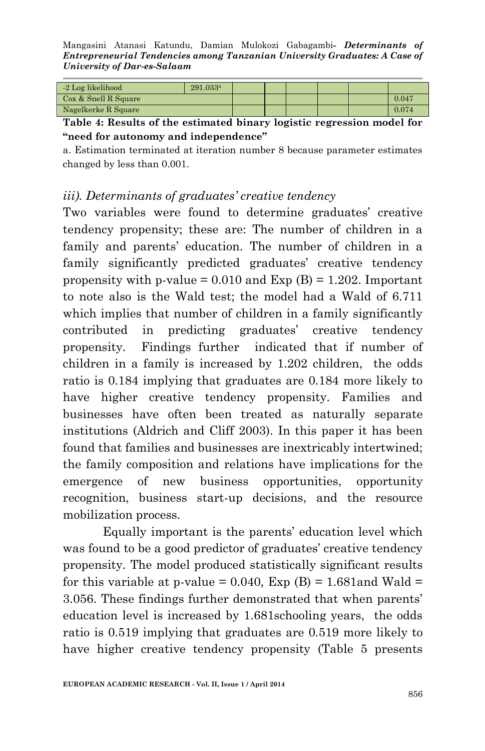| | | | | | | | |
|---|---|---|---|---|---|---|---|
| -2 Log likelihood | 291.033[a] | | | | | | |
| Cox & Snell R Square | | | | | | | 0.047 |
| Nagelkerke R Square | | | | | | | 0.074 |

**Table 4: Results of the estimated binary logistic regression model for "need for autonomy and independence"**

a. Estimation terminated at iteration number 8 because parameter estimates changed by less than 0.001.

### *iii). Determinants of graduates' creative tendency*

Two variables were found to determine graduates' creative tendency propensity; these are: The number of children in a family and parents' education. The number of children in a family significantly predicted graduates' creative tendency propensity with p-value = 0.010 and Exp (B) = 1.202. Important to note also is the Wald test; the model had a Wald of 6.711 which implies that number of children in a family significantly contributed in predicting graduates' creative tendency propensity. Findings further indicated that if number of children in a family is increased by 1.202 children, the odds ratio is 0.184 implying that graduates are 0.184 more likely to have higher creative tendency propensity. Families and businesses have often been treated as naturally separate institutions (Aldrich and Cliff 2003). In this paper it has been found that families and businesses are inextricably intertwined; the family composition and relations have implications for the emergence of new business opportunities, opportunity recognition, business start-up decisions, and the resource mobilization process.

Equally important is the parents' education level which was found to be a good predictor of graduates' creative tendency propensity. The model produced statistically significant results for this variable at p-value = 0.040, Exp (B) = 1.681and Wald = 3.056. These findings further demonstrated that when parents' education level is increased by 1.681schooling years, the odds ratio is 0.519 implying that graduates are 0.519 more likely to have higher creative tendency propensity (Table 5 presents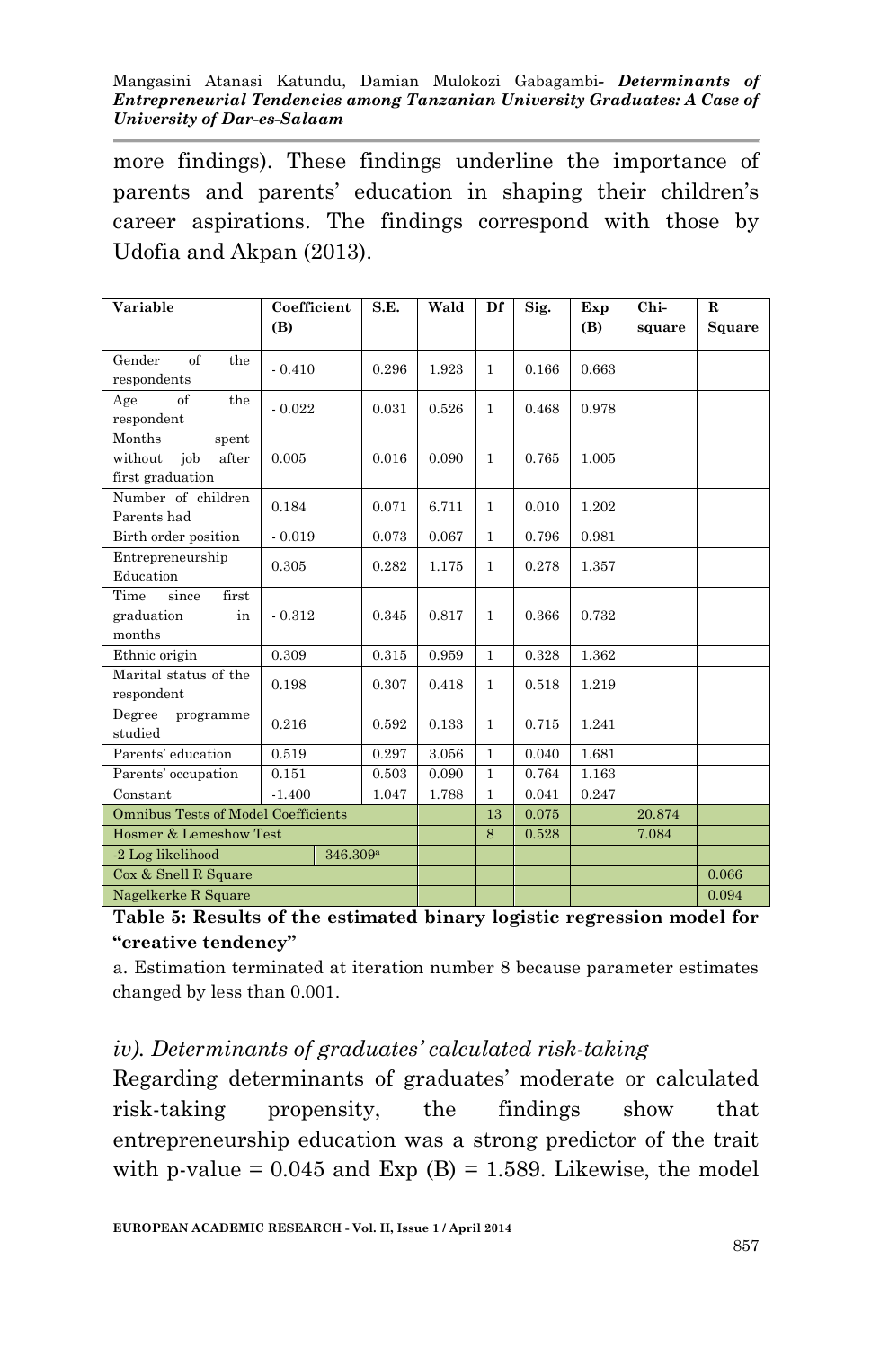more findings). These findings underline the importance of parents and parents' education in shaping their children's career aspirations. The findings correspond with those by Udofia and Akpan (2013).

| Variable | Coefficient (B) | S.E. | Wald | Df | Sig. | Exp (B) | Chi-square | R Square |
|---|---|---|---|---|---|---|---|---|
| Gender of the respondents | - 0.410 | 0.296 | 1.923 | 1 | 0.166 | 0.663 | | |
| Age of the respondent | - 0.022 | 0.031 | 0.526 | 1 | 0.468 | 0.978 | | |
| Months spent without job after first graduation | 0.005 | 0.016 | 0.090 | 1 | 0.765 | 1.005 | | |
| Number of children Parents had | 0.184 | 0.071 | 6.711 | 1 | 0.010 | 1.202 | | |
| Birth order position | - 0.019 | 0.073 | 0.067 | 1 | 0.796 | 0.981 | | |
| Entrepreneurship Education | 0.305 | 0.282 | 1.175 | 1 | 0.278 | 1.357 | | |
| Time since first graduation in months | - 0.312 | 0.345 | 0.817 | 1 | 0.366 | 0.732 | | |
| Ethnic origin | 0.309 | 0.315 | 0.959 | 1 | 0.328 | 1.362 | | |
| Marital status of the respondent | 0.198 | 0.307 | 0.418 | 1 | 0.518 | 1.219 | | |
| Degree programme studied | 0.216 | 0.592 | 0.133 | 1 | 0.715 | 1.241 | | |
| Parents' education | 0.519 | 0.297 | 3.056 | 1 | 0.040 | 1.681 | | |
| Parents' occupation | 0.151 | 0.503 | 0.090 | 1 | 0.764 | 1.163 | | |
| Constant | -1.400 | 1.047 | 1.788 | 1 | 0.041 | 0.247 | | |
| Omnibus Tests of Model Coefficients | | | | 13 | 0.075 | | 20.874 | |
| Hosmer & Lemeshow Test | | | | 8 | 0.528 | | 7.084 | |
| -2 Log likelihood | 346.309[a] | | | | | | | |
| Cox & Snell R Square | | | | | | | | 0.066 |
| Nagelkerke R Square | | | | | | | | 0.094 |

**Table 5: Results of the estimated binary logistic regression model for "creative tendency"**

a. Estimation terminated at iteration number 8 because parameter estimates changed by less than 0.001.

### *iv). Determinants of graduates' calculated risk-taking*

Regarding determinants of graduates' moderate or calculated risk-taking propensity, the findings show that entrepreneurship education was a strong predictor of the trait with p-value = 0.045 and Exp (B) = 1.589. Likewise, the model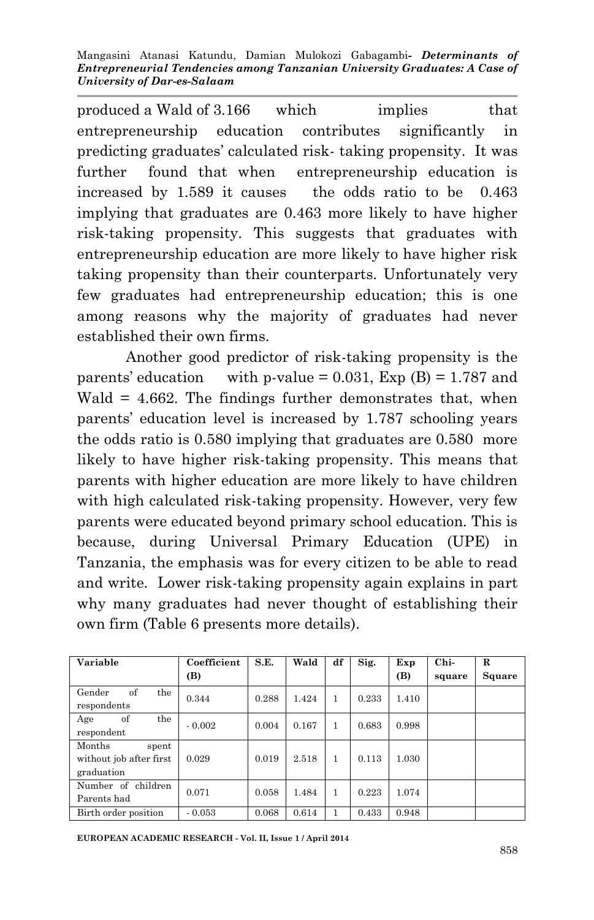produced a Wald of 3.166 which implies that entrepreneurship education contributes significantly in predicting graduates' calculated risk- taking propensity. It was further found that when entrepreneurship education is increased by 1.589 it causes the odds ratio to be 0.463 implying that graduates are 0.463 more likely to have higher risk-taking propensity. This suggests that graduates with entrepreneurship education are more likely to have higher risk taking propensity than their counterparts. Unfortunately very few graduates had entrepreneurship education; this is one among reasons why the majority of graduates had never established their own firms.

Another good predictor of risk-taking propensity is the parents' education with p-value = 0.031, Exp (B) = 1.787 and Wald = 4.662. The findings further demonstrates that, when parents' education level is increased by 1.787 schooling years the odds ratio is 0.580 implying that graduates are 0.580 more likely to have higher risk-taking propensity. This means that parents with higher education are more likely to have children with high calculated risk-taking propensity. However, very few parents were educated beyond primary school education. This is because, during Universal Primary Education (UPE) in Tanzania, the emphasis was for every citizen to be able to read and write. Lower risk-taking propensity again explains in part why many graduates had never thought of establishing their own firm (Table 6 presents more details).

| Variable | Coefficient (B) | S.E. | Wald | df | Sig. | Exp (B) | Chi-square | R Square |
|---|---|---|---|---|---|---|---|---|
| Gender of the respondents | 0.344 | 0.288 | 1.424 | 1 | 0.233 | 1.410 | | |
| Age of the respondent | - 0.002 | 0.004 | 0.167 | 1 | 0.683 | 0.998 | | |
| Months spent without job after first graduation | 0.029 | 0.019 | 2.518 | 1 | 0.113 | 1.030 | | |
| Number of children Parents had | 0.071 | 0.058 | 1.484 | 1 | 0.223 | 1.074 | | |
| Birth order position | - 0.053 | 0.068 | 0.614 | 1 | 0.433 | 0.948 | | |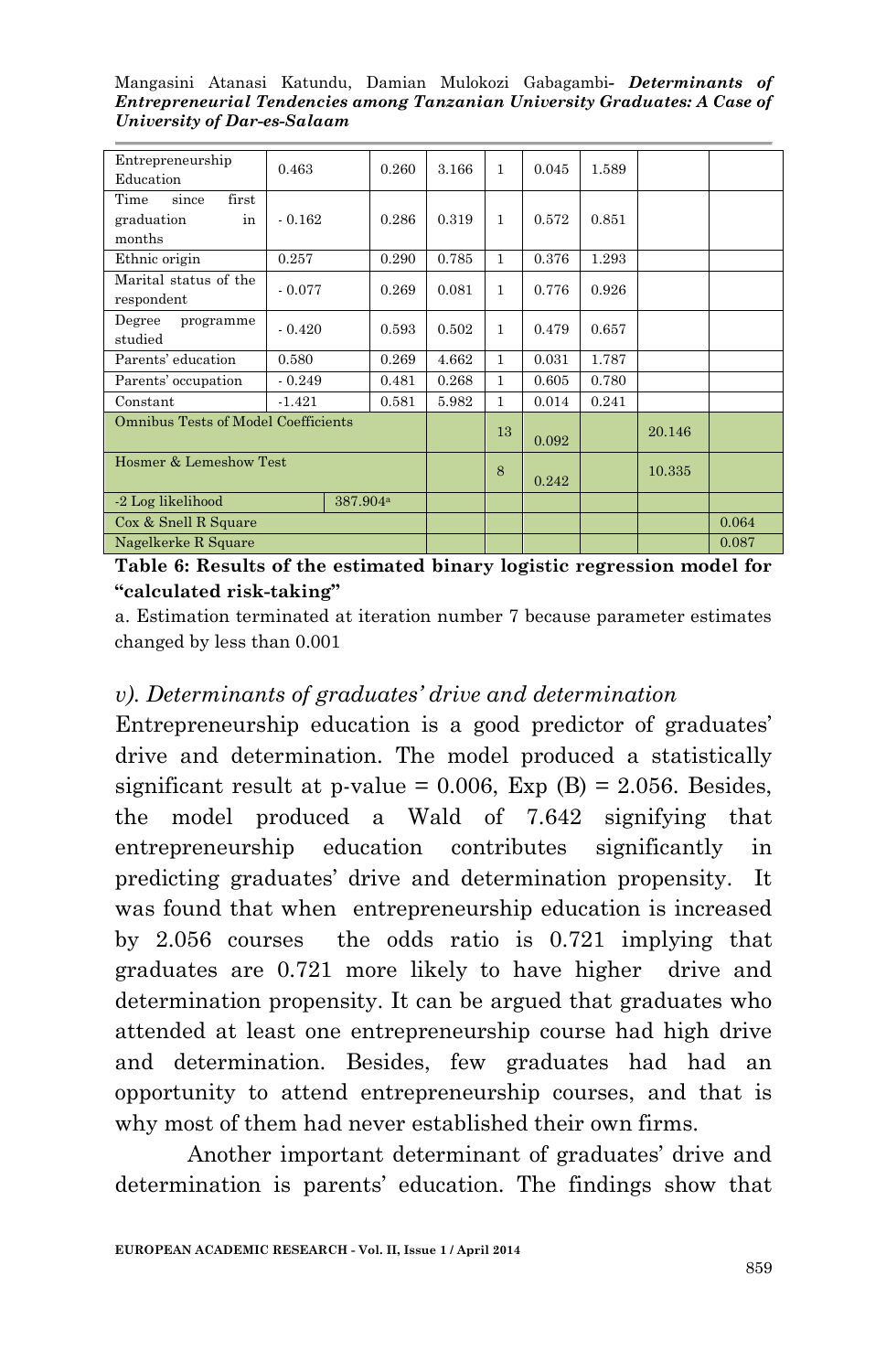| | | | | | | | | |
|---|---|---|---|---|---|---|---|---|
| Entrepreneurship Education | 0.463 | 0.260 | 3.166 | 1 | 0.045 | 1.589 | | |
| Time since first graduation in months | - 0.162 | 0.286 | 0.319 | 1 | 0.572 | 0.851 | | |
| Ethnic origin | 0.257 | 0.290 | 0.785 | 1 | 0.376 | 1.293 | | |
| Marital status of the respondent | - 0.077 | 0.269 | 0.081 | 1 | 0.776 | 0.926 | | |
| Degree programme studied | - 0.420 | 0.593 | 0.502 | 1 | 0.479 | 0.657 | | |
| Parents' education | 0.580 | 0.269 | 4.662 | 1 | 0.031 | 1.787 | | |
| Parents' occupation | - 0.249 | 0.481 | 0.268 | 1 | 0.605 | 0.780 | | |
| Constant | -1.421 | 0.581 | 5.982 | 1 | 0.014 | 0.241 | | |
| Omnibus Tests of Model Coefficients | | | | 13 | 0.092 | | 20.146 | |
| Hosmer & Lemeshow Test | | | | 8 | 0.242 | | 10.335 | |
| -2 Log likelihood | 387.904[a] | | | | | | | |
| Cox & Snell R Square | | | | | | | | 0.064 |
| Nagelkerke R Square | | | | | | | | 0.087 |

**Table 6: Results of the estimated binary logistic regression model for "calculated risk-taking"**

a. Estimation terminated at iteration number 7 because parameter estimates changed by less than 0.001

### *v). Determinants of graduates' drive and determination*

Entrepreneurship education is a good predictor of graduates' drive and determination. The model produced a statistically significant result at p-value = 0.006, Exp (B) = 2.056. Besides, the model produced a Wald of 7.642 signifying that entrepreneurship education contributes significantly in predicting graduates' drive and determination propensity. It was found that when entrepreneurship education is increased by 2.056 courses the odds ratio is 0.721 implying that graduates are 0.721 more likely to have higher drive and determination propensity. It can be argued that graduates who attended at least one entrepreneurship course had high drive and determination. Besides, few graduates had had an opportunity to attend entrepreneurship courses, and that is why most of them had never established their own firms.

Another important determinant of graduates' drive and determination is parents' education. The findings show that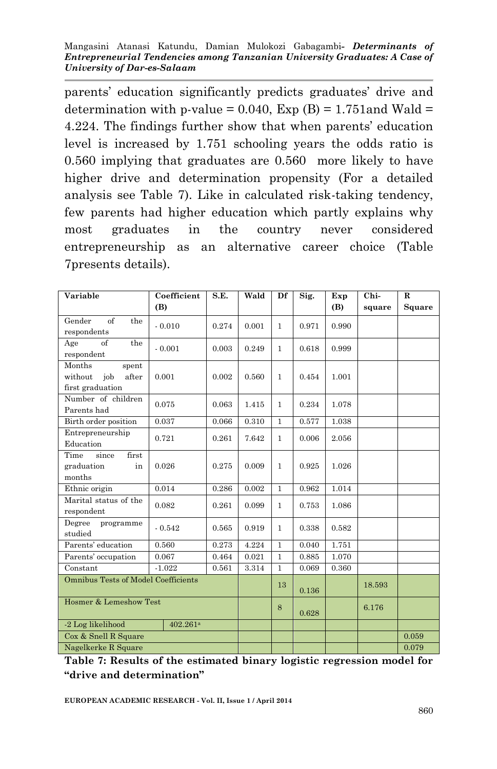parents' education significantly predicts graduates' drive and determination with p-value = 0.040, Exp (B) = 1.751and Wald = 4.224. The findings further show that when parents' education level is increased by 1.751 schooling years the odds ratio is 0.560 implying that graduates are 0.560 more likely to have higher drive and determination propensity (For a detailed analysis see Table 7). Like in calculated risk-taking tendency, few parents had higher education which partly explains why most graduates in the country never considered entrepreneurship as an alternative career choice (Table 7presents details).

| Variable | Coefficient (B) | S.E. | Wald | Df | Sig. | Exp (B) | Chi-square | R Square |
|---|---|---|---|---|---|---|---|---|
| Gender of the respondents | - 0.010 | 0.274 | 0.001 | 1 | 0.971 | 0.990 | | |
| Age of the respondent | - 0.001 | 0.003 | 0.249 | 1 | 0.618 | 0.999 | | |
| Months spent without job after first graduation | 0.001 | 0.002 | 0.560 | 1 | 0.454 | 1.001 | | |
| Number of children Parents had | 0.075 | 0.063 | 1.415 | 1 | 0.234 | 1.078 | | |
| Birth order position | 0.037 | 0.066 | 0.310 | 1 | 0.577 | 1.038 | | |
| Entrepreneurship Education | 0.721 | 0.261 | 7.642 | 1 | 0.006 | 2.056 | | |
| Time since first graduation in months | 0.026 | 0.275 | 0.009 | 1 | 0.925 | 1.026 | | |
| Ethnic origin | 0.014 | 0.286 | 0.002 | 1 | 0.962 | 1.014 | | |
| Marital status of the respondent | 0.082 | 0.261 | 0.099 | 1 | 0.753 | 1.086 | | |
| Degree programme studied | - 0.542 | 0.565 | 0.919 | 1 | 0.338 | 0.582 | | |
| Parents' education | 0.560 | 0.273 | 4.224 | 1 | 0.040 | 1.751 | | |
| Parents' occupation | 0.067 | 0.464 | 0.021 | 1 | 0.885 | 1.070 | | |
| Constant | -1.022 | 0.561 | 3.314 | 1 | 0.069 | 0.360 | | |
| Omnibus Tests of Model Coefficients | | | | 13 | 0.136 | | 18.593 | |
| Hosmer & Lemeshow Test | | | | 8 | 0.628 | | 6.176 | |
| -2 Log likelihood | 402.261[a] | | | | | | | |
| Cox & Snell R Square | | | | | | | | 0.059 |
| Nagelkerke R Square | | | | | | | | 0.079 |

**Table 7: Results of the estimated binary logistic regression model for "drive and determination"**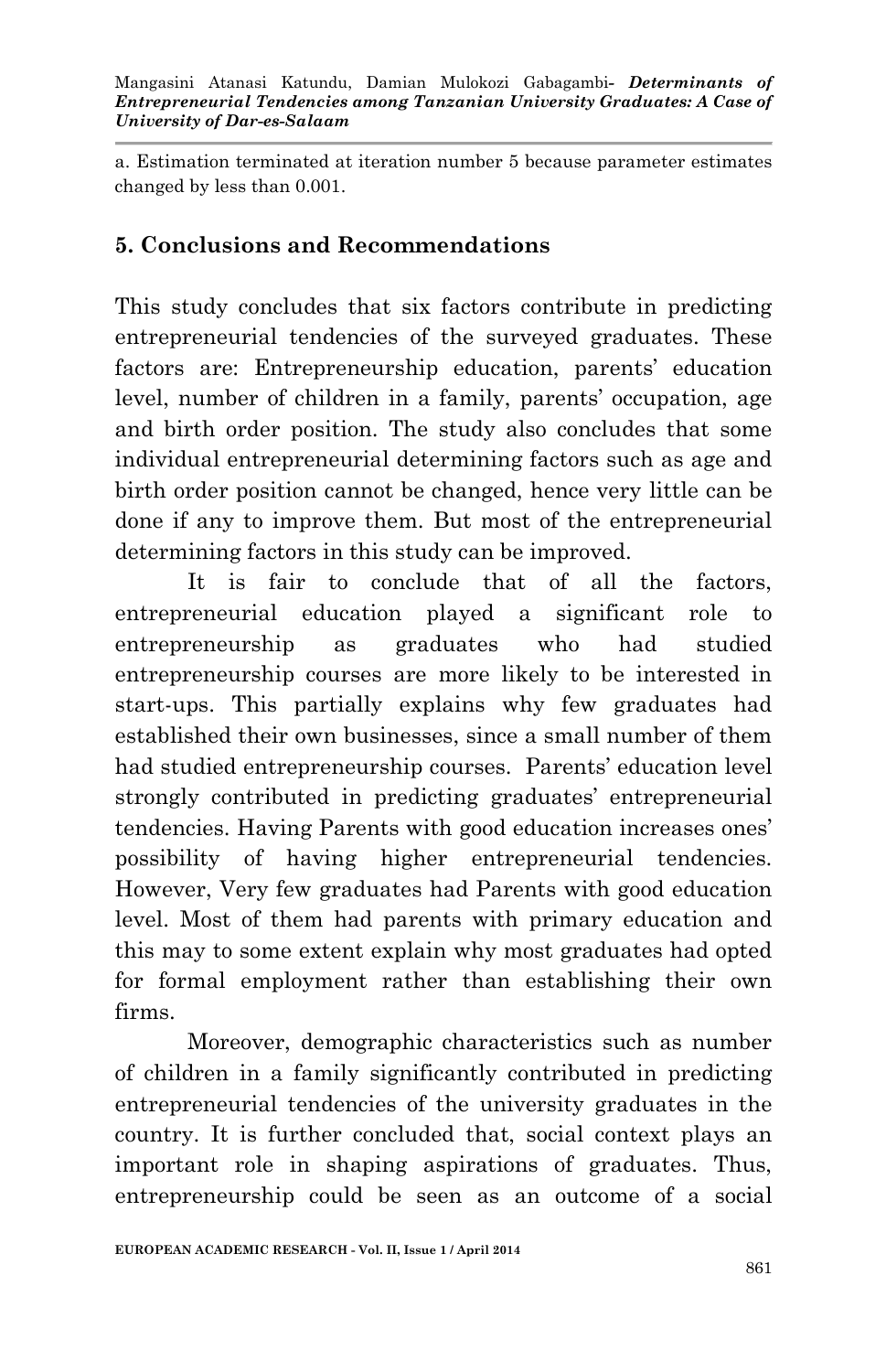a. Estimation terminated at iteration number 5 because parameter estimates changed by less than 0.001.

## 5. Conclusions and Recommendations

This study concludes that six factors contribute in predicting entrepreneurial tendencies of the surveyed graduates. These factors are: Entrepreneurship education, parents' education level, number of children in a family, parents' occupation, age and birth order position. The study also concludes that some individual entrepreneurial determining factors such as age and birth order position cannot be changed, hence very little can be done if any to improve them. But most of the entrepreneurial determining factors in this study can be improved.

It is fair to conclude that of all the factors, entrepreneurial education played a significant role to entrepreneurship as graduates who had studied entrepreneurship courses are more likely to be interested in start-ups. This partially explains why few graduates had established their own businesses, since a small number of them had studied entrepreneurship courses. Parents' education level strongly contributed in predicting graduates' entrepreneurial tendencies. Having Parents with good education increases ones' possibility of having higher entrepreneurial tendencies. However, Very few graduates had Parents with good education level. Most of them had parents with primary education and this may to some extent explain why most graduates had opted for formal employment rather than establishing their own firms.

Moreover, demographic characteristics such as number of children in a family significantly contributed in predicting entrepreneurial tendencies of the university graduates in the country. It is further concluded that, social context plays an important role in shaping aspirations of graduates. Thus, entrepreneurship could be seen as an outcome of a social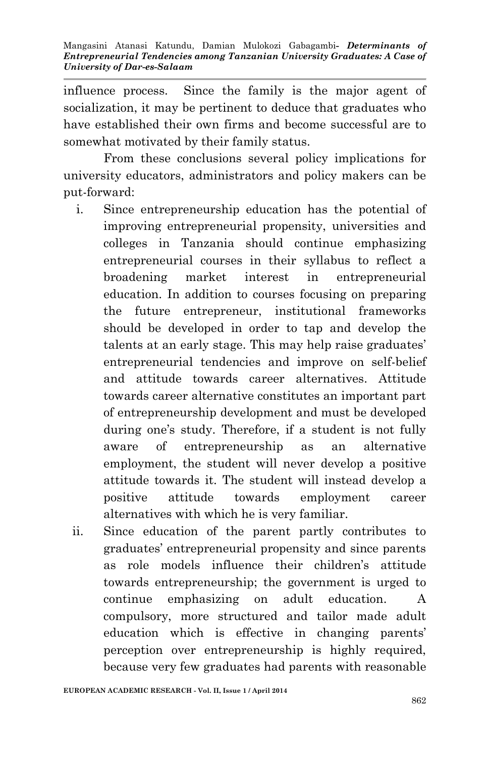influence process. Since the family is the major agent of socialization, it may be pertinent to deduce that graduates who have established their own firms and become successful are to somewhat motivated by their family status.

From these conclusions several policy implications for university educators, administrators and policy makers can be put-forward:

i. Since entrepreneurship education has the potential of improving entrepreneurial propensity, universities and colleges in Tanzania should continue emphasizing entrepreneurial courses in their syllabus to reflect a broadening market interest in entrepreneurial education. In addition to courses focusing on preparing the future entrepreneur, institutional frameworks should be developed in order to tap and develop the talents at an early stage. This may help raise graduates' entrepreneurial tendencies and improve on self-belief and attitude towards career alternatives. Attitude towards career alternative constitutes an important part of entrepreneurship development and must be developed during one's study. Therefore, if a student is not fully aware of entrepreneurship as an alternative employment, the student will never develop a positive attitude towards it. The student will instead develop a positive attitude towards employment career alternatives with which he is very familiar.

ii. Since education of the parent partly contributes to graduates' entrepreneurial propensity and since parents as role models influence their children's attitude towards entrepreneurship; the government is urged to continue emphasizing on adult education. A compulsory, more structured and tailor made adult education which is effective in changing parents' perception over entrepreneurship is highly required, because very few graduates had parents with reasonable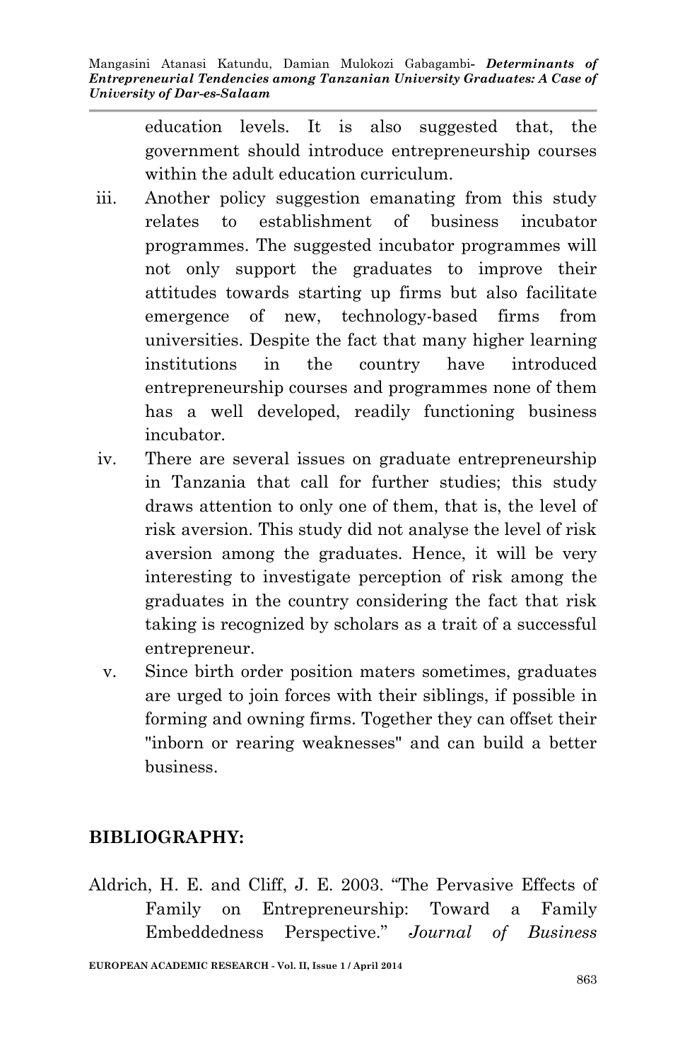education levels. It is also suggested that, the government should introduce entrepreneurship courses within the adult education curriculum.

iii. Another policy suggestion emanating from this study relates to establishment of business incubator programmes. The suggested incubator programmes will not only support the graduates to improve their attitudes towards starting up firms but also facilitate emergence of new, technology-based firms from universities. Despite the fact that many higher learning institutions in the country have introduced entrepreneurship courses and programmes none of them has a well developed, readily functioning business incubator.

iv. There are several issues on graduate entrepreneurship in Tanzania that call for further studies; this study draws attention to only one of them, that is, the level of risk aversion. This study did not analyse the level of risk aversion among the graduates. Hence, it will be very interesting to investigate perception of risk among the graduates in the country considering the fact that risk taking is recognized by scholars as a trait of a successful entrepreneur.

v. Since birth order position maters sometimes, graduates are urged to join forces with their siblings, if possible in forming and owning firms. Together they can offset their "inborn or rearing weaknesses" and can build a better business.

## BIBLIOGRAPHY:

Aldrich, H. E. and Cliff, J. E. 2003. "The Pervasive Effects of Family on Entrepreneurship: Toward a Family Embeddedness Perspective." *Journal of Business*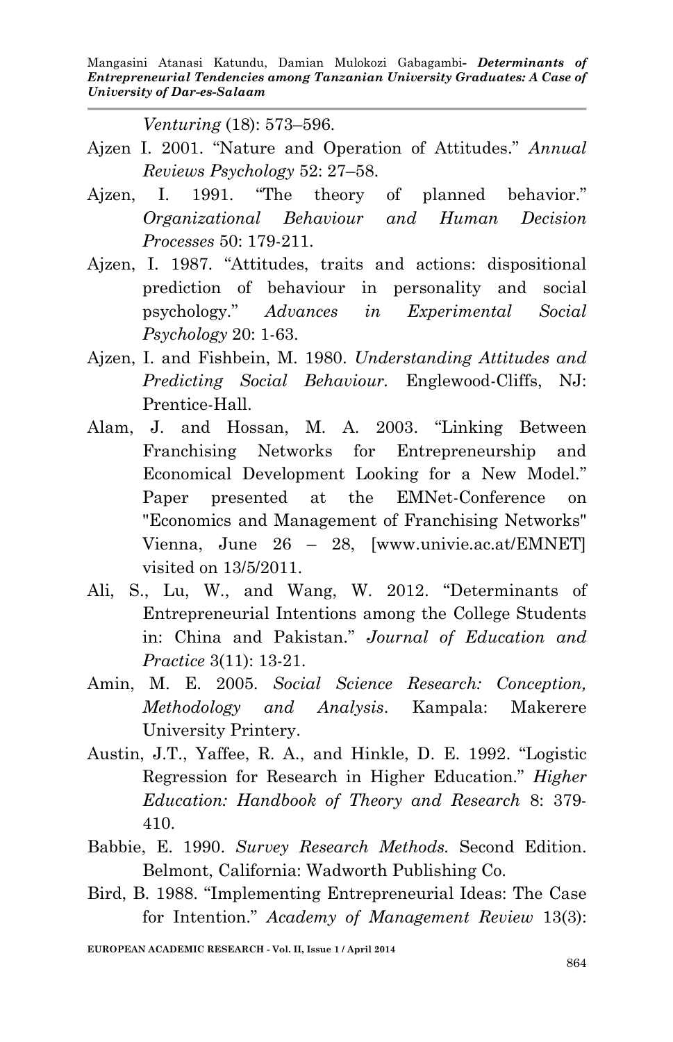*Venturing* (18): 573–596.

Ajzen I. 2001. "Nature and Operation of Attitudes." *Annual Reviews Psychology* 52: 27–58.

Ajzen, I. 1991. "The theory of planned behavior." *Organizational Behaviour and Human Decision Processes* 50: 179-211.

Ajzen, I. 1987. "Attitudes, traits and actions: dispositional prediction of behaviour in personality and social psychology." *Advances in Experimental Social Psychology* 20: 1-63.

Ajzen, I. and Fishbein, M. 1980. *Understanding Attitudes and Predicting Social Behaviour*. Englewood-Cliffs, NJ: Prentice-Hall.

Alam, J. and Hossan, M. A. 2003. "Linking Between Franchising Networks for Entrepreneurship and Economical Development Looking for a New Model." Paper presented at the EMNet-Conference on "Economics and Management of Franchising Networks" Vienna, June 26 – 28, [www.univie.ac.at/EMNET] visited on 13/5/2011.

Ali, S., Lu, W., and Wang, W. 2012. "Determinants of Entrepreneurial Intentions among the College Students in: China and Pakistan." *Journal of Education and Practice* 3(11): 13-21.

Amin, M. E. 2005. *Social Science Research: Conception, Methodology and Analysis*. Kampala: Makerere University Printery.

Austin, J.T., Yaffee, R. A., and Hinkle, D. E. 1992. "Logistic Regression for Research in Higher Education." *Higher Education: Handbook of Theory and Research* 8: 379-410.

Babbie, E. 1990. *Survey Research Methods.* Second Edition. Belmont, California: Wadworth Publishing Co.

Bird, B. 1988. "Implementing Entrepreneurial Ideas: The Case for Intention." *Academy of Management Review* 13(3):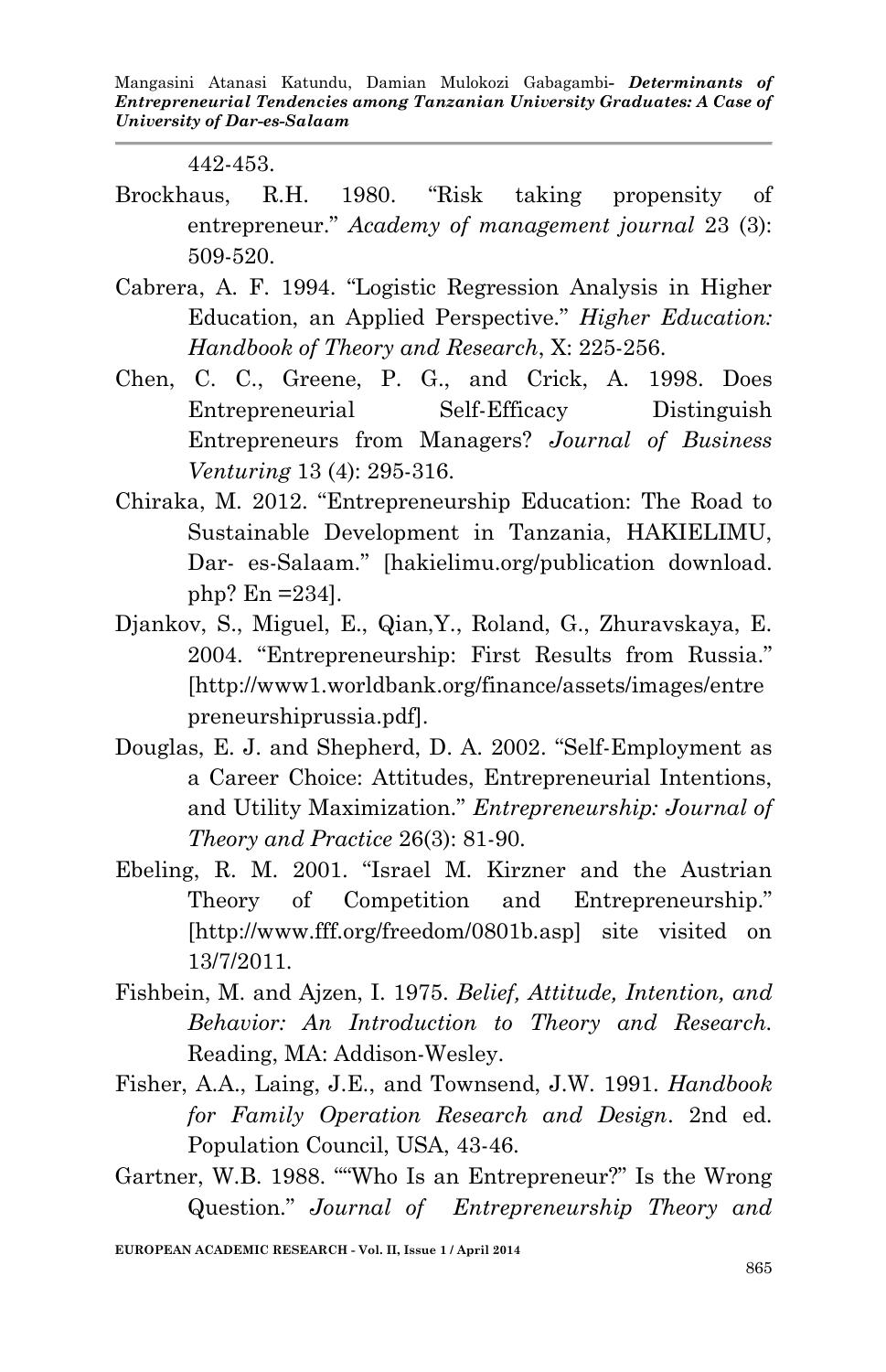442-453.

Brockhaus, R.H. 1980. "Risk taking propensity of entrepreneur." *Academy of management journal* 23 (3): 509-520.

Cabrera, A. F. 1994. "Logistic Regression Analysis in Higher Education, an Applied Perspective." *Higher Education: Handbook of Theory and Research*, X: 225-256.

Chen, C. C., Greene, P. G., and Crick, A. 1998. Does Entrepreneurial Self-Efficacy Distinguish Entrepreneurs from Managers? *Journal of Business Venturing* 13 (4): 295-316.

Chiraka, M. 2012. "Entrepreneurship Education: The Road to Sustainable Development in Tanzania, HAKIELIMU, Dar- es-Salaam." [hakielimu.org/publication download. php? En =234].

Djankov, S., Miguel, E., Qian,Y., Roland, G., Zhuravskaya, E. 2004. "Entrepreneurship: First Results from Russia." [http://www1.worldbank.org/finance/assets/images/entrepreneurshiprussia.pdf].

Douglas, E. J. and Shepherd, D. A. 2002. "Self-Employment as a Career Choice: Attitudes, Entrepreneurial Intentions, and Utility Maximization." *Entrepreneurship: Journal of Theory and Practice* 26(3): 81-90.

Ebeling, R. M. 2001. "Israel M. Kirzner and the Austrian Theory of Competition and Entrepreneurship." [http://www.fff.org/freedom/0801b.asp] site visited on 13/7/2011.

Fishbein, M. and Ajzen, I. 1975. *Belief, Attitude, Intention, and Behavior: An Introduction to Theory and Research.* Reading, MA: Addison-Wesley.

Fisher, A.A., Laing, J.E., and Townsend, J.W. 1991. *Handbook for Family Operation Research and Design*. 2nd ed. Population Council, USA, 43-46.

Gartner, W.B. 1988. ""Who Is an Entrepreneur?" Is the Wrong Question." *Journal of Entrepreneurship Theory and*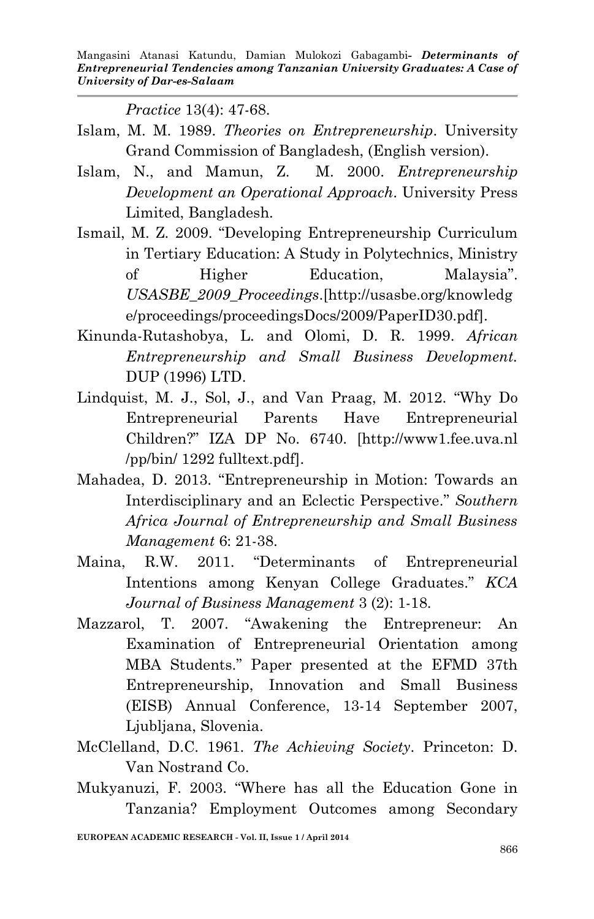*Practice* 13(4): 47-68.

Islam, M. M. 1989. *Theories on Entrepreneurship*. University Grand Commission of Bangladesh, (English version).

Islam, N., and Mamun, Z. M. 2000. *Entrepreneurship Development an Operational Approach*. University Press Limited, Bangladesh.

Ismail, M. Z. 2009. "Developing Entrepreneurship Curriculum in Tertiary Education: A Study in Polytechnics, Ministry of Higher Education, Malaysia". *USASBE_2009_Proceedings*.[http://usasbe.org/knowledge/proceedings/proceedingsDocs/2009/PaperID30.pdf].

Kinunda-Rutashobya, L. and Olomi, D. R. 1999. *African Entrepreneurship and Small Business Development.* DUP (1996) LTD.

Lindquist, M. J., Sol, J., and Van Praag, M. 2012. "Why Do Entrepreneurial Parents Have Entrepreneurial Children?" IZA DP No. 6740. [http://www1.fee.uva.nl /pp/bin/ 1292 fulltext.pdf].

Mahadea, D. 2013. "Entrepreneurship in Motion: Towards an Interdisciplinary and an Eclectic Perspective." *Southern Africa Journal of Entrepreneurship and Small Business Management* 6: 21-38.

Maina, R.W. 2011. "Determinants of Entrepreneurial Intentions among Kenyan College Graduates." *KCA Journal of Business Management* 3 (2): 1-18.

Mazzarol, T. 2007. "Awakening the Entrepreneur: An Examination of Entrepreneurial Orientation among MBA Students." Paper presented at the EFMD 37th Entrepreneurship, Innovation and Small Business (EISB) Annual Conference, 13-14 September 2007, Ljubljana, Slovenia.

McClelland, D.C. 1961. *The Achieving Society*. Princeton: D. Van Nostrand Co.

Mukyanuzi, F. 2003. "Where has all the Education Gone in Tanzania? Employment Outcomes among Secondary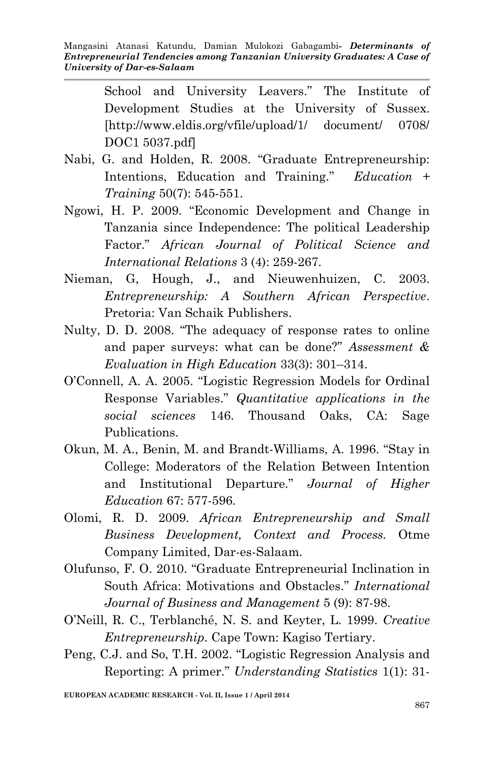School and University Leavers." The Institute of Development Studies at the University of Sussex. [http://www.eldis.org/vfile/upload/1/ document/ 0708/ DOC1 5037.pdf]

Nabi, G. and Holden, R. 2008. "Graduate Entrepreneurship: Intentions, Education and Training." *Education + Training* 50(7): 545-551.

Ngowi, H. P. 2009. "Economic Development and Change in Tanzania since Independence: The political Leadership Factor." *African Journal of Political Science and International Relations* 3 (4): 259-267.

Nieman, G, Hough, J., and Nieuwenhuizen, C. 2003. *Entrepreneurship: A Southern African Perspective*. Pretoria: Van Schaik Publishers.

Nulty, D. D. 2008. "The adequacy of response rates to online and paper surveys: what can be done?" *Assessment & Evaluation in High Education* 33(3): 301–314.

O'Connell, A. A. 2005. "Logistic Regression Models for Ordinal Response Variables." *Quantitative applications in the social sciences* 146. Thousand Oaks, CA: Sage Publications.

Okun, M. A., Benin, M. and Brandt-Williams, A. 1996. "Stay in College: Moderators of the Relation Between Intention and Institutional Departure." *Journal of Higher Education* 67: 577-596.

Olomi, R. D. 2009. *African Entrepreneurship and Small Business Development, Context and Process.* Otme Company Limited, Dar-es-Salaam.

Olufunso, F. O. 2010. "Graduate Entrepreneurial Inclination in South Africa: Motivations and Obstacles." *International Journal of Business and Management* 5 (9): 87-98.

O'Neill, R. C., Terblanché, N. S. and Keyter, L. 1999. *Creative Entrepreneurship.* Cape Town: Kagiso Tertiary.

Peng, C.J. and So, T.H. 2002. "Logistic Regression Analysis and Reporting: A primer." *Understanding Statistics* 1(1): 31-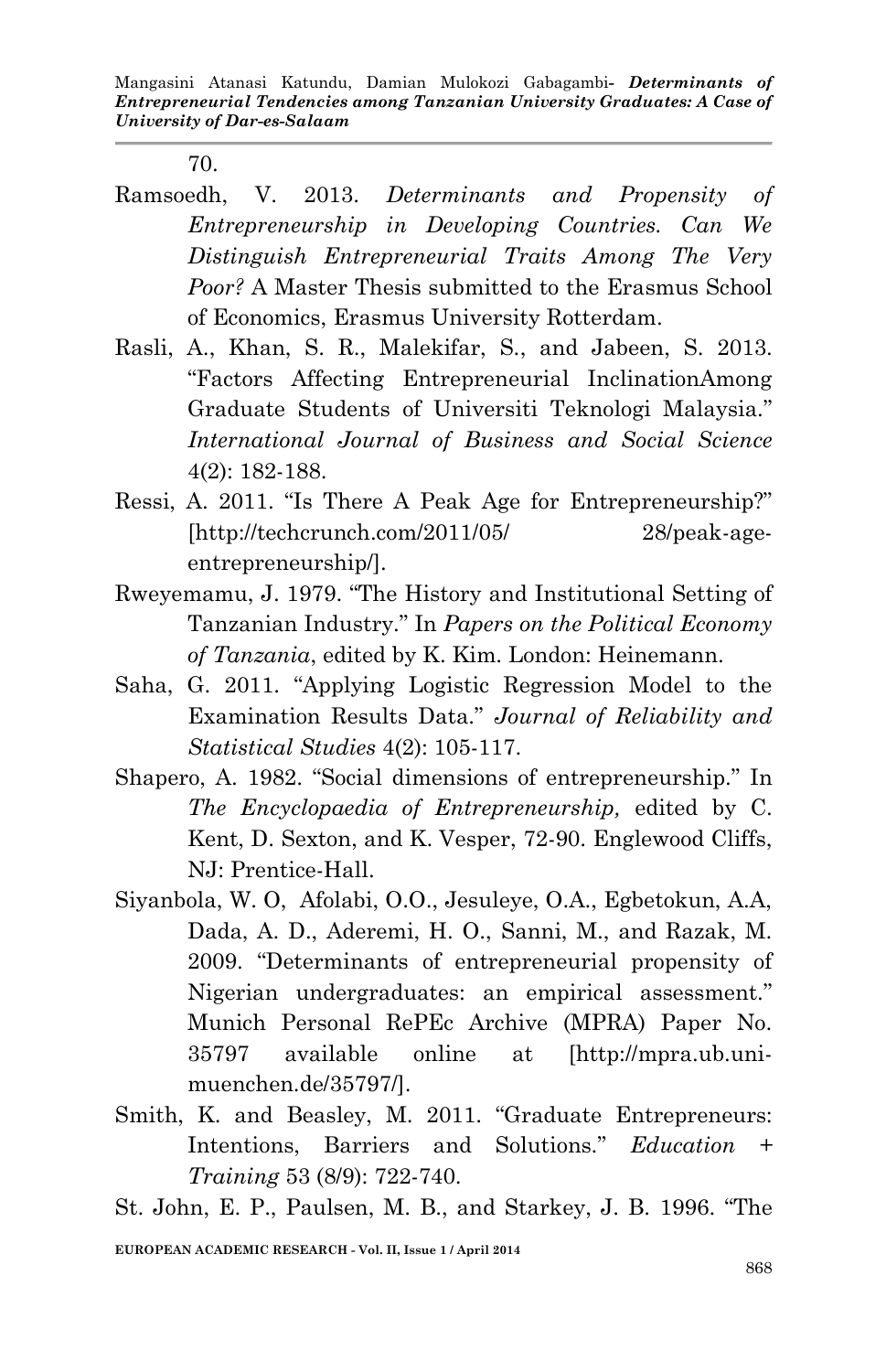70.

Ramsoedh, V. 2013. *Determinants and Propensity of Entrepreneurship in Developing Countries. Can We Distinguish Entrepreneurial Traits Among The Very Poor?* A Master Thesis submitted to the Erasmus School of Economics, Erasmus University Rotterdam.

Rasli, A., Khan, S. R., Malekifar, S., and Jabeen, S. 2013. "Factors Affecting Entrepreneurial InclinationAmong Graduate Students of Universiti Teknologi Malaysia." *International Journal of Business and Social Science* 4(2): 182-188.

Ressi, A. 2011. "Is There A Peak Age for Entrepreneurship?" [http://techcrunch.com/2011/05/ 28/peak-age-entrepreneurship/].

Rweyemamu, J. 1979. "The History and Institutional Setting of Tanzanian Industry." In *Papers on the Political Economy of Tanzania*, edited by K. Kim. London: Heinemann.

Saha, G. 2011. "Applying Logistic Regression Model to the Examination Results Data." *Journal of Reliability and Statistical Studies* 4(2): 105-117.

Shapero, A. 1982. "Social dimensions of entrepreneurship." In *The Encyclopaedia of Entrepreneurship,* edited by C. Kent, D. Sexton, and K. Vesper, 72-90. Englewood Cliffs, NJ: Prentice-Hall.

Siyanbola, W. O, Afolabi, O.O., Jesuleye, O.A., Egbetokun, A.A, Dada, A. D., Aderemi, H. O., Sanni, M., and Razak, M. 2009. "Determinants of entrepreneurial propensity of Nigerian undergraduates: an empirical assessment." Munich Personal RePEc Archive (MPRA) Paper No. 35797 available online at [http://mpra.ub.uni-muenchen.de/35797/].

Smith, K. and Beasley, M. 2011. "Graduate Entrepreneurs: Intentions, Barriers and Solutions." *Education + Training* 53 (8/9): 722-740.

St. John, E. P., Paulsen, M. B., and Starkey, J. B. 1996. "The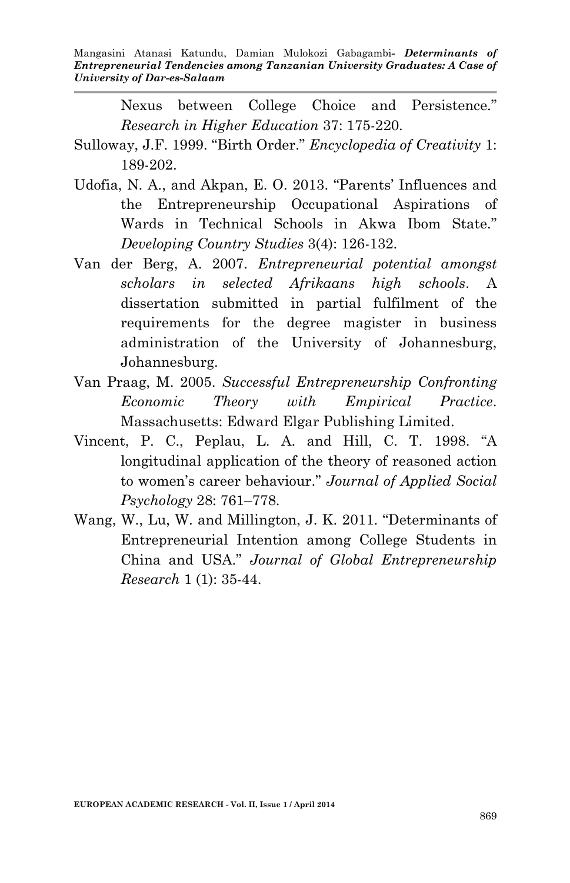Nexus between College Choice and Persistence." *Research in Higher Education* 37: 175-220.

Sulloway, J.F. 1999. "Birth Order." *Encyclopedia of Creativity* 1: 189-202.

Udofia, N. A., and Akpan, E. O. 2013. "Parents' Influences and the Entrepreneurship Occupational Aspirations of Wards in Technical Schools in Akwa Ibom State." *Developing Country Studies* 3(4): 126-132.

Van der Berg, A. 2007. *Entrepreneurial potential amongst scholars in selected Afrikaans high schools*. A dissertation submitted in partial fulfilment of the requirements for the degree magister in business administration of the University of Johannesburg, Johannesburg.

Van Praag, M. 2005. *Successful Entrepreneurship Confronting Economic Theory with Empirical Practice*. Massachusetts: Edward Elgar Publishing Limited.

Vincent, P. C., Peplau, L. A. and Hill, C. T. 1998. "A longitudinal application of the theory of reasoned action to women's career behaviour." *Journal of Applied Social Psychology* 28: 761–778.

Wang, W., Lu, W. and Millington, J. K. 2011. "Determinants of Entrepreneurial Intention among College Students in China and USA." *Journal of Global Entrepreneurship Research* 1 (1): 35-44.